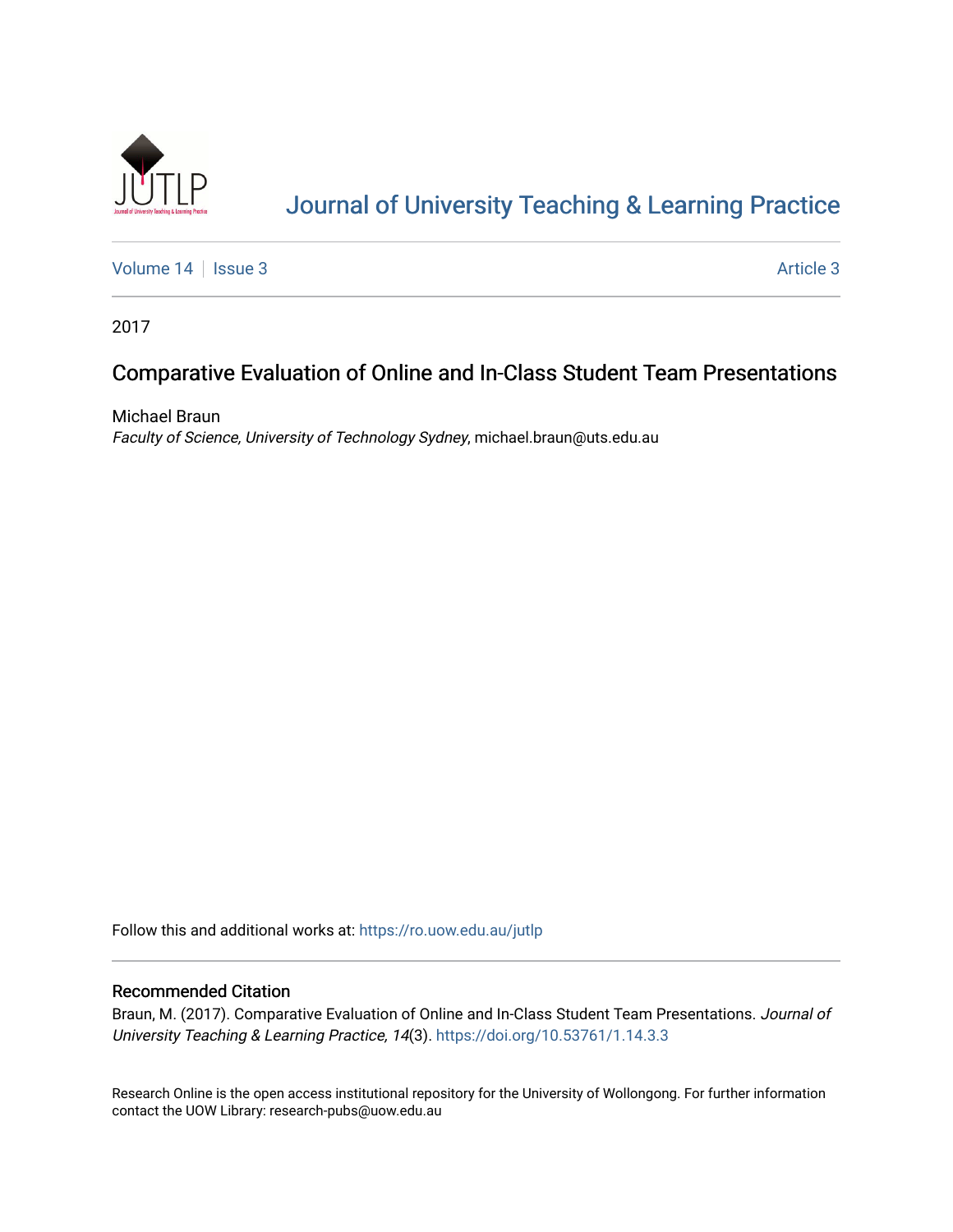# Journal of University Teaching & Learning Practice

Volume 14 | Issue 3 | Article 3

2017

## Comparative Evaluation of Online and In-Class Student Team Presentations

Michael Braun
*Faculty of Science, University of Technology Sydney*, michael.braun@uts.edu.au

Follow this and additional works at: https://ro.uow.edu.au/jutlp

### Recommended Citation

Braun, M. (2017). Comparative Evaluation of Online and In-Class Student Team Presentations. *Journal of University Teaching & Learning Practice, 14*(3). https://doi.org/10.53761/1.14.3.3

Research Online is the open access institutional repository for the University of Wollongong. For further information contact the UOW Library: research-pubs@uow.edu.au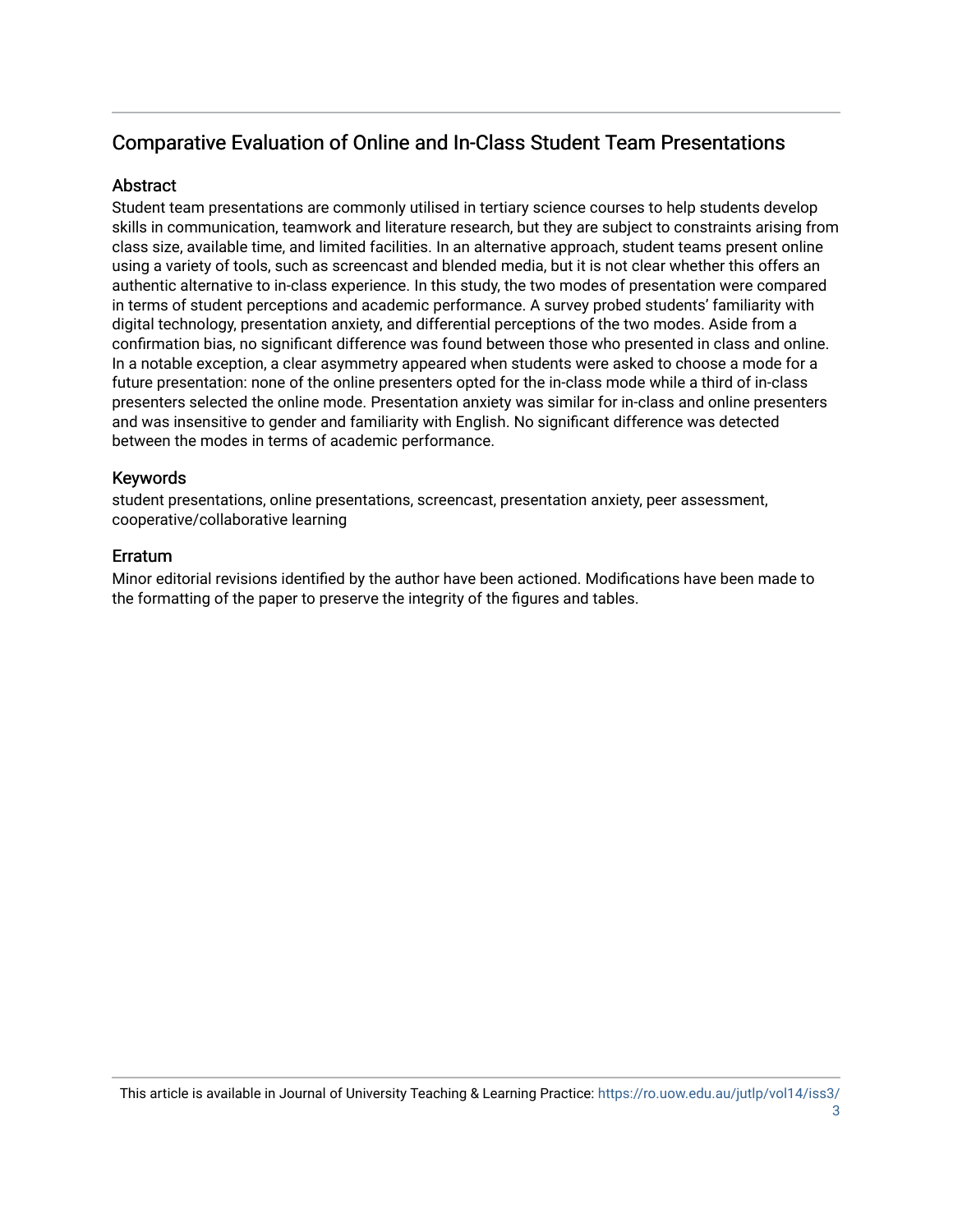## Comparative Evaluation of Online and In-Class Student Team Presentations

### Abstract

Student team presentations are commonly utilised in tertiary science courses to help students develop skills in communication, teamwork and literature research, but they are subject to constraints arising from class size, available time, and limited facilities. In an alternative approach, student teams present online using a variety of tools, such as screencast and blended media, but it is not clear whether this offers an authentic alternative to in-class experience. In this study, the two modes of presentation were compared in terms of student perceptions and academic performance. A survey probed students' familiarity with digital technology, presentation anxiety, and differential perceptions of the two modes. Aside from a confirmation bias, no significant difference was found between those who presented in class and online. In a notable exception, a clear asymmetry appeared when students were asked to choose a mode for a future presentation: none of the online presenters opted for the in-class mode while a third of in-class presenters selected the online mode. Presentation anxiety was similar for in-class and online presenters and was insensitive to gender and familiarity with English. No significant difference was detected between the modes in terms of academic performance.

### Keywords

student presentations, online presentations, screencast, presentation anxiety, peer assessment, cooperative/collaborative learning

### Erratum

Minor editorial revisions identified by the author have been actioned. Modifications have been made to the formatting of the paper to preserve the integrity of the figures and tables.

This article is available in Journal of University Teaching & Learning Practice: https://ro.uow.edu.au/jutlp/vol14/iss3/3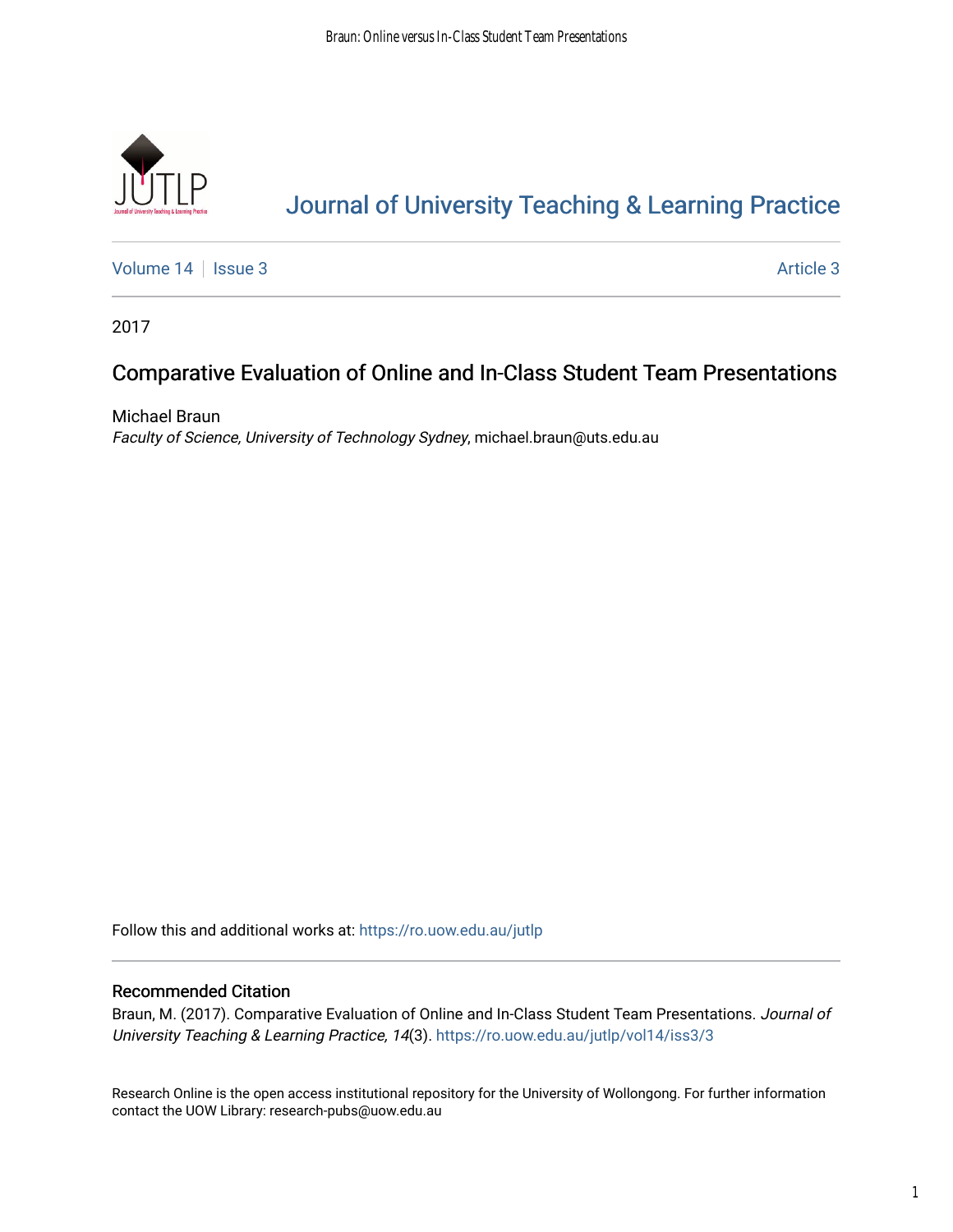# Journal of University Teaching & Learning Practice

Volume 14 | Issue 3 | Article 3

2017

## Comparative Evaluation of Online and In-Class Student Team Presentations

Michael Braun
*Faculty of Science, University of Technology Sydney*, michael.braun@uts.edu.au

Follow this and additional works at: https://ro.uow.edu.au/jutlp

### Recommended Citation

Braun, M. (2017). Comparative Evaluation of Online and In-Class Student Team Presentations. *Journal of University Teaching & Learning Practice, 14*(3). https://ro.uow.edu.au/jutlp/vol14/iss3/3

Research Online is the open access institutional repository for the University of Wollongong. For further information contact the UOW Library: research-pubs@uow.edu.au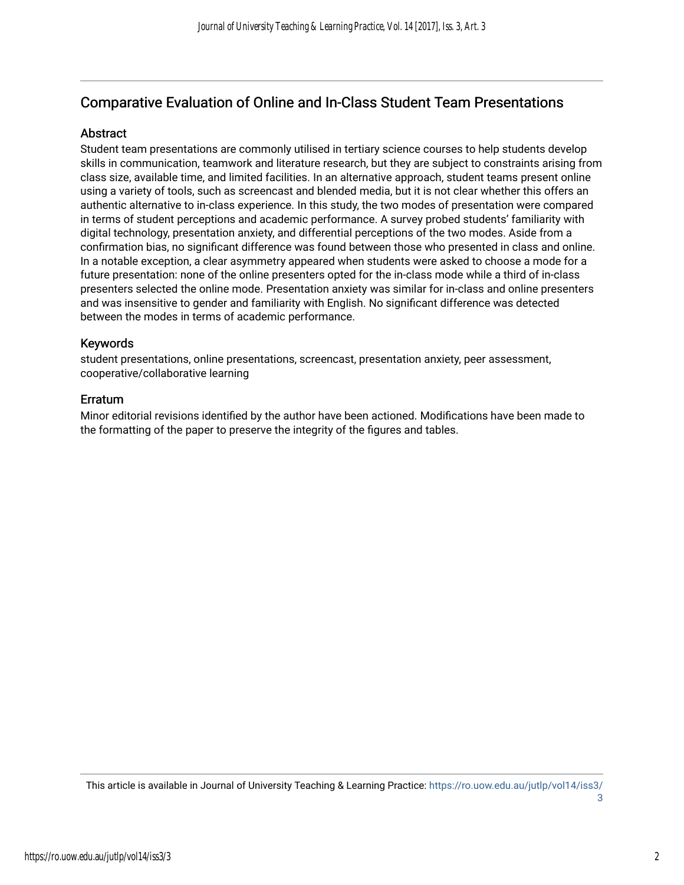## Comparative Evaluation of Online and In-Class Student Team Presentations

### Abstract

Student team presentations are commonly utilised in tertiary science courses to help students develop skills in communication, teamwork and literature research, but they are subject to constraints arising from class size, available time, and limited facilities. In an alternative approach, student teams present online using a variety of tools, such as screencast and blended media, but it is not clear whether this offers an authentic alternative to in-class experience. In this study, the two modes of presentation were compared in terms of student perceptions and academic performance. A survey probed students' familiarity with digital technology, presentation anxiety, and differential perceptions of the two modes. Aside from a confirmation bias, no significant difference was found between those who presented in class and online. In a notable exception, a clear asymmetry appeared when students were asked to choose a mode for a future presentation: none of the online presenters opted for the in-class mode while a third of in-class presenters selected the online mode. Presentation anxiety was similar for in-class and online presenters and was insensitive to gender and familiarity with English. No significant difference was detected between the modes in terms of academic performance.

### Keywords

student presentations, online presentations, screencast, presentation anxiety, peer assessment, cooperative/collaborative learning

### Erratum

Minor editorial revisions identified by the author have been actioned. Modifications have been made to the formatting of the paper to preserve the integrity of the figures and tables.

This article is available in Journal of University Teaching & Learning Practice: https://ro.uow.edu.au/jutlp/vol14/iss3/3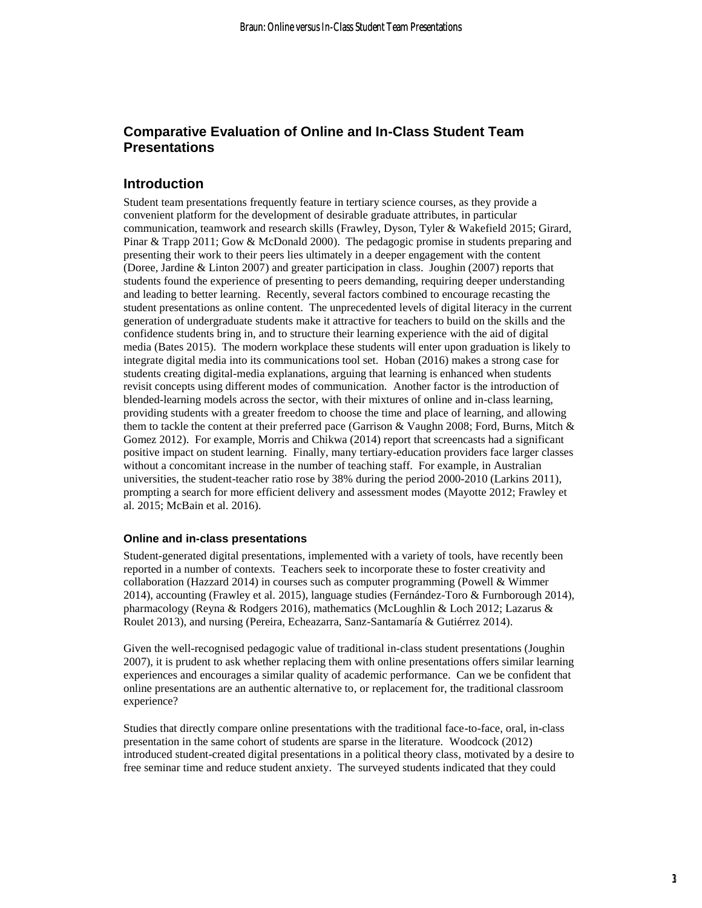## Comparative Evaluation of Online and In-Class Student Team Presentations

## Introduction

Student team presentations frequently feature in tertiary science courses, as they provide a convenient platform for the development of desirable graduate attributes, in particular communication, teamwork and research skills (Frawley, Dyson, Tyler & Wakefield 2015; Girard, Pinar & Trapp 2011; Gow & McDonald 2000). The pedagogic promise in students preparing and presenting their work to their peers lies ultimately in a deeper engagement with the content (Doree, Jardine & Linton 2007) and greater participation in class. Joughin (2007) reports that students found the experience of presenting to peers demanding, requiring deeper understanding and leading to better learning. Recently, several factors combined to encourage recasting the student presentations as online content. The unprecedented levels of digital literacy in the current generation of undergraduate students make it attractive for teachers to build on the skills and the confidence students bring in, and to structure their learning experience with the aid of digital media (Bates 2015). The modern workplace these students will enter upon graduation is likely to integrate digital media into its communications tool set. Hoban (2016) makes a strong case for students creating digital-media explanations, arguing that learning is enhanced when students revisit concepts using different modes of communication. Another factor is the introduction of blended-learning models across the sector, with their mixtures of online and in-class learning, providing students with a greater freedom to choose the time and place of learning, and allowing them to tackle the content at their preferred pace (Garrison & Vaughn 2008; Ford, Burns, Mitch & Gomez 2012). For example, Morris and Chikwa (2014) report that screencasts had a significant positive impact on student learning. Finally, many tertiary-education providers face larger classes without a concomitant increase in the number of teaching staff. For example, in Australian universities, the student-teacher ratio rose by 38% during the period 2000-2010 (Larkins 2011), prompting a search for more efficient delivery and assessment modes (Mayotte 2012; Frawley et al. 2015; McBain et al. 2016).

### Online and in-class presentations

Student-generated digital presentations, implemented with a variety of tools, have recently been reported in a number of contexts. Teachers seek to incorporate these to foster creativity and collaboration (Hazzard 2014) in courses such as computer programming (Powell & Wimmer 2014), accounting (Frawley et al. 2015), language studies (Fernández-Toro & Furnborough 2014), pharmacology (Reyna & Rodgers 2016), mathematics (McLoughlin & Loch 2012; Lazarus & Roulet 2013), and nursing (Pereira, Echeazarra, Sanz-Santamaría & Gutiérrez 2014).

Given the well-recognised pedagogic value of traditional in-class student presentations (Joughin 2007), it is prudent to ask whether replacing them with online presentations offers similar learning experiences and encourages a similar quality of academic performance. Can we be confident that online presentations are an authentic alternative to, or replacement for, the traditional classroom experience?

Studies that directly compare online presentations with the traditional face-to-face, oral, in-class presentation in the same cohort of students are sparse in the literature. Woodcock (2012) introduced student-created digital presentations in a political theory class, motivated by a desire to free seminar time and reduce student anxiety. The surveyed students indicated that they could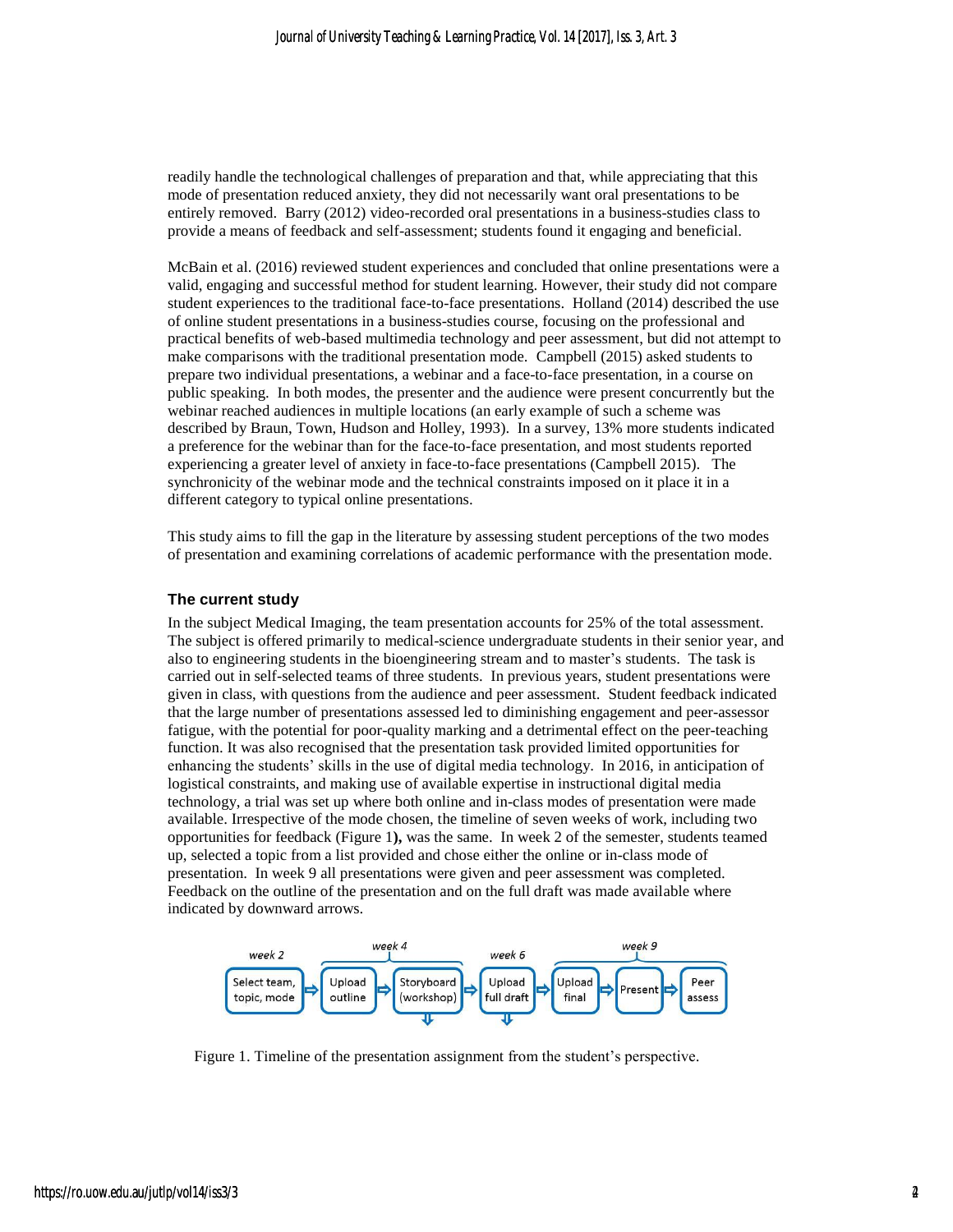readily handle the technological challenges of preparation and that, while appreciating that this mode of presentation reduced anxiety, they did not necessarily want oral presentations to be entirely removed. Barry (2012) video-recorded oral presentations in a business-studies class to provide a means of feedback and self-assessment; students found it engaging and beneficial.

McBain et al. (2016) reviewed student experiences and concluded that online presentations were a valid, engaging and successful method for student learning. However, their study did not compare student experiences to the traditional face-to-face presentations. Holland (2014) described the use of online student presentations in a business-studies course, focusing on the professional and practical benefits of web-based multimedia technology and peer assessment, but did not attempt to make comparisons with the traditional presentation mode. Campbell (2015) asked students to prepare two individual presentations, a webinar and a face-to-face presentation, in a course on public speaking. In both modes, the presenter and the audience were present concurrently but the webinar reached audiences in multiple locations (an early example of such a scheme was described by Braun, Town, Hudson and Holley, 1993). In a survey, 13% more students indicated a preference for the webinar than for the face-to-face presentation, and most students reported experiencing a greater level of anxiety in face-to-face presentations (Campbell 2015). The synchronicity of the webinar mode and the technical constraints imposed on it place it in a different category to typical online presentations.

This study aims to fill the gap in the literature by assessing student perceptions of the two modes of presentation and examining correlations of academic performance with the presentation mode.

### The current study

In the subject Medical Imaging, the team presentation accounts for 25% of the total assessment. The subject is offered primarily to medical-science undergraduate students in their senior year, and also to engineering students in the bioengineering stream and to master's students. The task is carried out in self-selected teams of three students. In previous years, student presentations were given in class, with questions from the audience and peer assessment. Student feedback indicated that the large number of presentations assessed led to diminishing engagement and peer-assessor fatigue, with the potential for poor-quality marking and a detrimental effect on the peer-teaching function. It was also recognised that the presentation task provided limited opportunities for enhancing the students' skills in the use of digital media technology. In 2016, in anticipation of logistical constraints, and making use of available expertise in instructional digital media technology, a trial was set up where both online and in-class modes of presentation were made available. Irrespective of the mode chosen, the timeline of seven weeks of work, including two opportunities for feedback (Figure 1**),** was the same. In week 2 of the semester, students teamed up, selected a topic from a list provided and chose either the online or in-class mode of presentation. In week 9 all presentations were given and peer assessment was completed. Feedback on the outline of the presentation and on the full draft was made available where indicated by downward arrows.

week 2: Select team, topic, mode ⇨ week 4: Upload outline ⇨ Storyboard (workshop) ⇩ ⇨ week 6: Upload full draft ⇩ ⇨ week 9: Upload final ⇨ Present ⇨ Peer assess

Figure 1. Timeline of the presentation assignment from the student's perspective.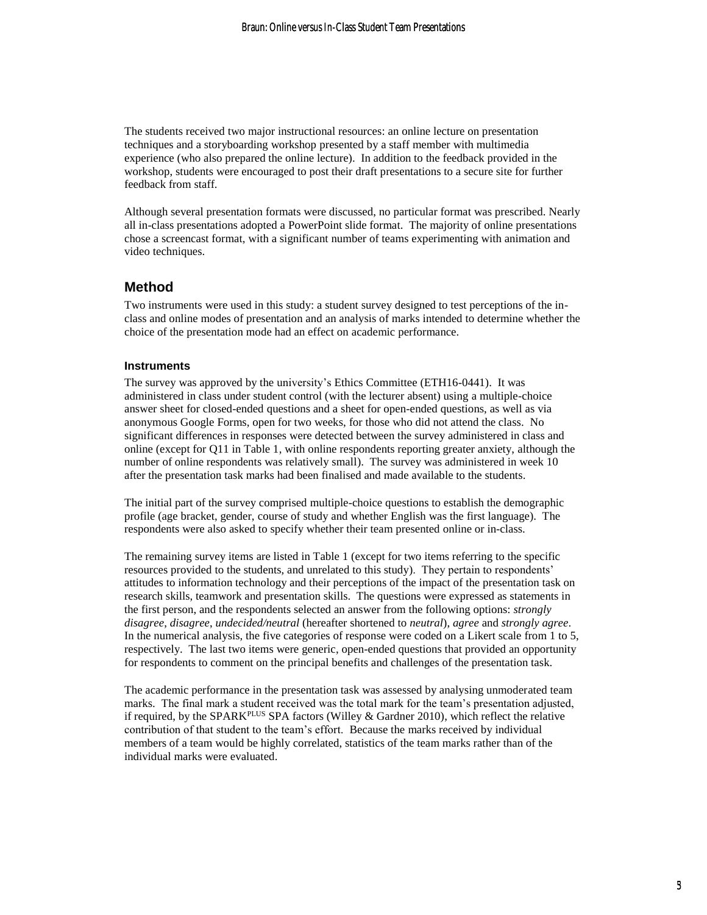The students received two major instructional resources: an online lecture on presentation techniques and a storyboarding workshop presented by a staff member with multimedia experience (who also prepared the online lecture). In addition to the feedback provided in the workshop, students were encouraged to post their draft presentations to a secure site for further feedback from staff.

Although several presentation formats were discussed, no particular format was prescribed. Nearly all in-class presentations adopted a PowerPoint slide format. The majority of online presentations chose a screencast format, with a significant number of teams experimenting with animation and video techniques.

## Method

Two instruments were used in this study: a student survey designed to test perceptions of the in-class and online modes of presentation and an analysis of marks intended to determine whether the choice of the presentation mode had an effect on academic performance.

### Instruments

The survey was approved by the university's Ethics Committee (ETH16-0441). It was administered in class under student control (with the lecturer absent) using a multiple-choice answer sheet for closed-ended questions and a sheet for open-ended questions, as well as via anonymous Google Forms, open for two weeks, for those who did not attend the class. No significant differences in responses were detected between the survey administered in class and online (except for Q11 in Table 1, with online respondents reporting greater anxiety, although the number of online respondents was relatively small). The survey was administered in week 10 after the presentation task marks had been finalised and made available to the students.

The initial part of the survey comprised multiple-choice questions to establish the demographic profile (age bracket, gender, course of study and whether English was the first language). The respondents were also asked to specify whether their team presented online or in-class.

The remaining survey items are listed in Table 1 (except for two items referring to the specific resources provided to the students, and unrelated to this study). They pertain to respondents' attitudes to information technology and their perceptions of the impact of the presentation task on research skills, teamwork and presentation skills. The questions were expressed as statements in the first person, and the respondents selected an answer from the following options: *strongly disagree*, *disagree*, *undecided/neutral* (hereafter shortened to *neutral*), *agree* and *strongly agree*. In the numerical analysis, the five categories of response were coded on a Likert scale from 1 to 5, respectively. The last two items were generic, open-ended questions that provided an opportunity for respondents to comment on the principal benefits and challenges of the presentation task.

The academic performance in the presentation task was assessed by analysing unmoderated team marks. The final mark a student received was the total mark for the team's presentation adjusted, if required, by the SPARK[PLUS] SPA factors (Willey & Gardner 2010), which reflect the relative contribution of that student to the team's effort. Because the marks received by individual members of a team would be highly correlated, statistics of the team marks rather than of the individual marks were evaluated.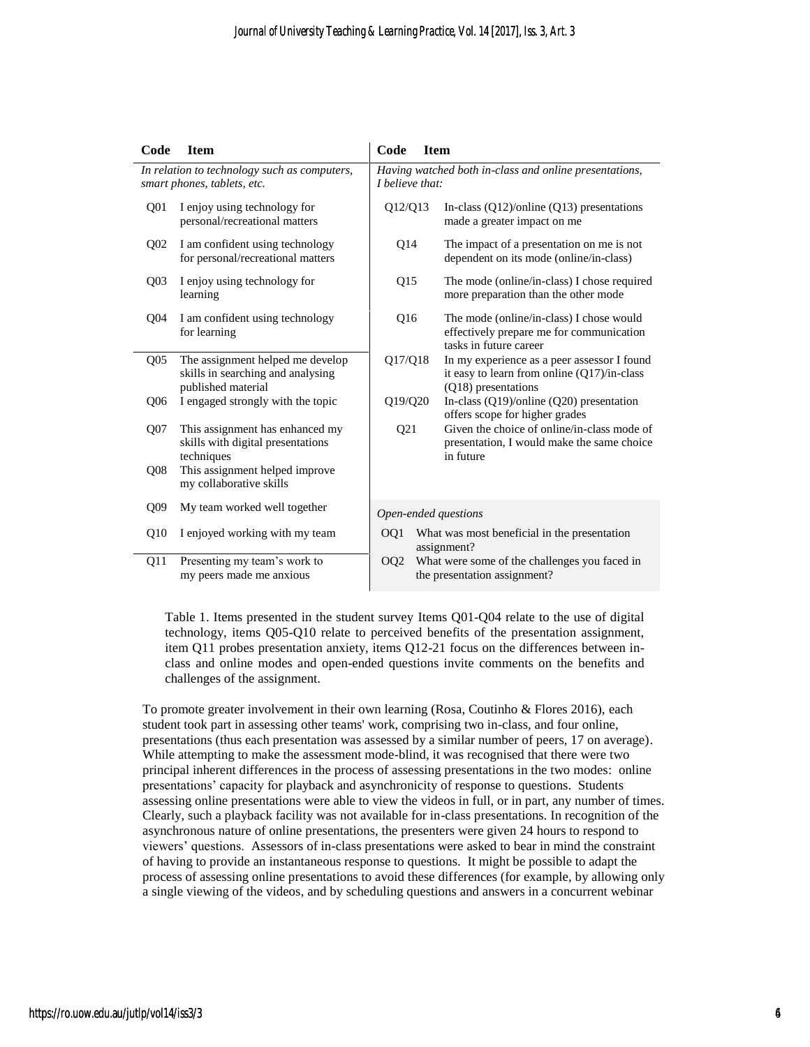| Code | Item | Code | Item |
|---|---|---|---|
| *In relation to technology such as computers, smart phones, tablets, etc.* | | *Having watched both in-class and online presentations, I believe that:* | |
| Q01 | I enjoy using technology for personal/recreational matters | Q12/Q13 | In-class (Q12)/online (Q13) presentations made a greater impact on me |
| Q02 | I am confident using technology for personal/recreational matters | Q14 | The impact of a presentation on me is not dependent on its mode (online/in-class) |
| Q03 | I enjoy using technology for learning | Q15 | The mode (online/in-class) I chose required more preparation than the other mode |
| Q04 | I am confident using technology for learning | Q16 | The mode (online/in-class) I chose would effectively prepare me for communication tasks in future career |
| Q05 | The assignment helped me develop skills in searching and analysing published material | Q17/Q18 | In my experience as a peer assessor I found it easy to learn from online (Q17)/in-class (Q18) presentations |
| Q06 | I engaged strongly with the topic | Q19/Q20 | In-class (Q19)/online (Q20) presentation offers scope for higher grades |
| Q07 | This assignment has enhanced my skills with digital presentations techniques | Q21 | Given the choice of online/in-class mode of presentation, I would make the same choice in future |
| Q08 | This assignment helped improve my collaborative skills | | |
| Q09 | My team worked well together | *Open-ended questions* | |
| Q10 | I enjoyed working with my team | OQ1 | What was most beneficial in the presentation assignment? |
| Q11 | Presenting my team's work to my peers made me anxious | OQ2 | What were some of the challenges you faced in the presentation assignment? |

Table 1. Items presented in the student survey Items Q01-Q04 relate to the use of digital technology, items Q05-Q10 relate to perceived benefits of the presentation assignment, item Q11 probes presentation anxiety, items Q12-21 focus on the differences between in-class and online modes and open-ended questions invite comments on the benefits and challenges of the assignment.

To promote greater involvement in their own learning (Rosa, Coutinho & Flores 2016), each student took part in assessing other teams' work, comprising two in-class, and four online, presentations (thus each presentation was assessed by a similar number of peers, 17 on average). While attempting to make the assessment mode-blind, it was recognised that there were two principal inherent differences in the process of assessing presentations in the two modes: online presentations' capacity for playback and asynchronicity of response to questions. Students assessing online presentations were able to view the videos in full, or in part, any number of times. Clearly, such a playback facility was not available for in-class presentations. In recognition of the asynchronous nature of online presentations, the presenters were given 24 hours to respond to viewers' questions. Assessors of in-class presentations were asked to bear in mind the constraint of having to provide an instantaneous response to questions. It might be possible to adapt the process of assessing online presentations to avoid these differences (for example, by allowing only a single viewing of the videos, and by scheduling questions and answers in a concurrent webinar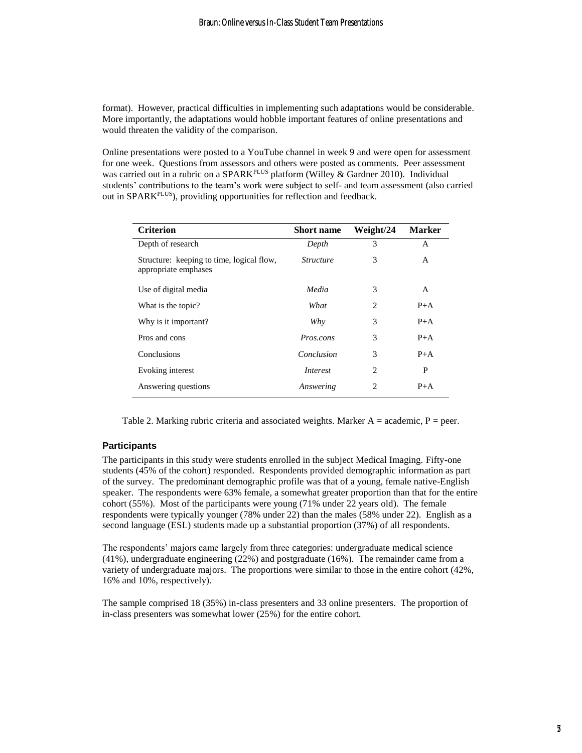format). However, practical difficulties in implementing such adaptations would be considerable. More importantly, the adaptations would hobble important features of online presentations and would threaten the validity of the comparison.

Online presentations were posted to a YouTube channel in week 9 and were open for assessment for one week. Questions from assessors and others were posted as comments. Peer assessment was carried out in a rubric on a SPARK$^{PLUS}$ platform (Willey & Gardner 2010). Individual students' contributions to the team's work were subject to self- and team assessment (also carried out in SPARK$^{PLUS}$), providing opportunities for reflection and feedback.

| Criterion | Short name | Weight/24 | Marker |
|---|---|---|---|
| Depth of research | *Depth* | 3 | A |
| Structure: keeping to time, logical flow, appropriate emphases | *Structure* | 3 | A |
| Use of digital media | *Media* | 3 | A |
| What is the topic? | *What* | 2 | P+A |
| Why is it important? | *Why* | 3 | P+A |
| Pros and cons | *Pros.cons* | 3 | P+A |
| Conclusions | *Conclusion* | 3 | P+A |
| Evoking interest | *Interest* | 2 | P |
| Answering questions | *Answering* | 2 | P+A |

Table 2. Marking rubric criteria and associated weights. Marker A = academic, P = peer.

### Participants

The participants in this study were students enrolled in the subject Medical Imaging. Fifty-one students (45% of the cohort) responded. Respondents provided demographic information as part of the survey. The predominant demographic profile was that of a young, female native-English speaker. The respondents were 63% female, a somewhat greater proportion than that for the entire cohort (55%). Most of the participants were young (71% under 22 years old). The female respondents were typically younger (78% under 22) than the males (58% under 22). English as a second language (ESL) students made up a substantial proportion (37%) of all respondents.

The respondents' majors came largely from three categories: undergraduate medical science (41%), undergraduate engineering (22%) and postgraduate (16%). The remainder came from a variety of undergraduate majors. The proportions were similar to those in the entire cohort (42%, 16% and 10%, respectively).

The sample comprised 18 (35%) in-class presenters and 33 online presenters. The proportion of in-class presenters was somewhat lower (25%) for the entire cohort.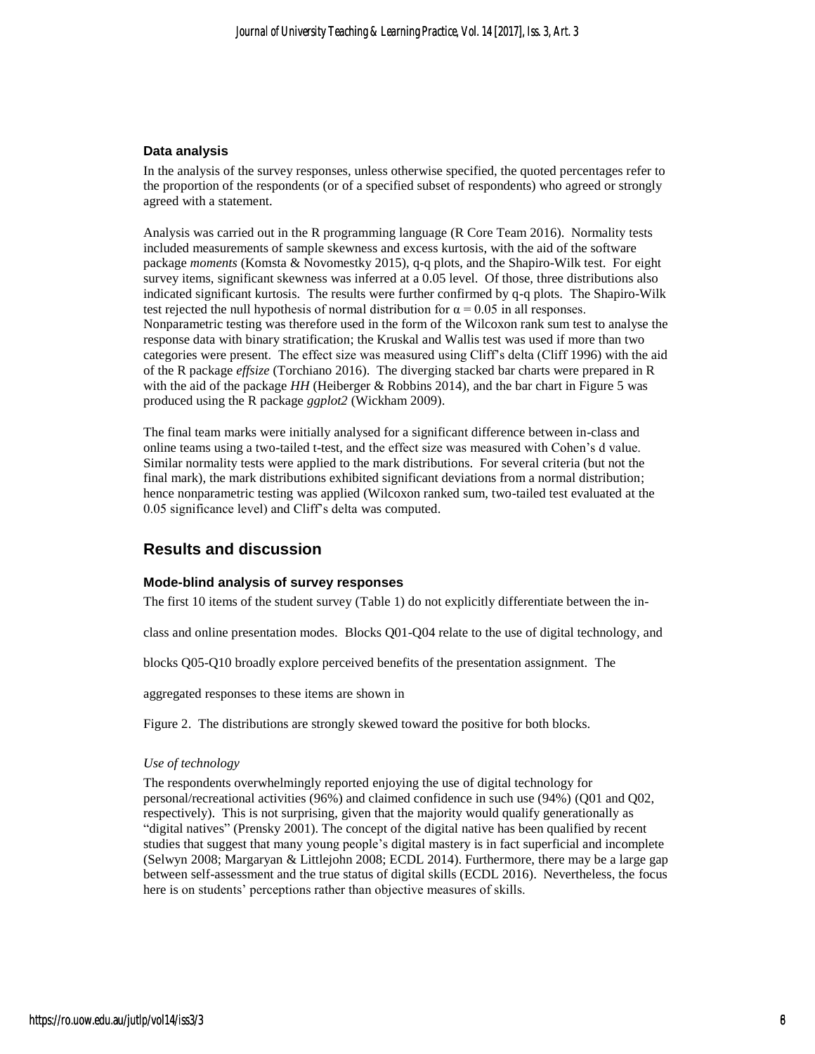### Data analysis

In the analysis of the survey responses, unless otherwise specified, the quoted percentages refer to the proportion of the respondents (or of a specified subset of respondents) who agreed or strongly agreed with a statement.

Analysis was carried out in the R programming language (R Core Team 2016). Normality tests included measurements of sample skewness and excess kurtosis, with the aid of the software package *moments* (Komsta & Novomestky 2015), q-q plots, and the Shapiro-Wilk test. For eight survey items, significant skewness was inferred at a 0.05 level. Of those, three distributions also indicated significant kurtosis. The results were further confirmed by q-q plots. The Shapiro-Wilk test rejected the null hypothesis of normal distribution for $\alpha = 0.05$ in all responses. Nonparametric testing was therefore used in the form of the Wilcoxon rank sum test to analyse the response data with binary stratification; the Kruskal and Wallis test was used if more than two categories were present. The effect size was measured using Cliff's delta (Cliff 1996) with the aid of the R package *effsize* (Torchiano 2016). The diverging stacked bar charts were prepared in R with the aid of the package *HH* (Heiberger & Robbins 2014), and the bar chart in Figure 5 was produced using the R package *ggplot2* (Wickham 2009).

The final team marks were initially analysed for a significant difference between in-class and online teams using a two-tailed t-test, and the effect size was measured with Cohen's d value. Similar normality tests were applied to the mark distributions. For several criteria (but not the final mark), the mark distributions exhibited significant deviations from a normal distribution; hence nonparametric testing was applied (Wilcoxon ranked sum, two-tailed test evaluated at the 0.05 significance level) and Cliff's delta was computed.

## Results and discussion

### Mode-blind analysis of survey responses

The first 10 items of the student survey (Table 1) do not explicitly differentiate between the in-class and online presentation modes. Blocks Q01-Q04 relate to the use of digital technology, and blocks Q05-Q10 broadly explore perceived benefits of the presentation assignment. The aggregated responses to these items are shown in Figure 2. The distributions are strongly skewed toward the positive for both blocks.

#### *Use of technology*

The respondents overwhelmingly reported enjoying the use of digital technology for personal/recreational activities (96%) and claimed confidence in such use (94%) (Q01 and Q02, respectively). This is not surprising, given that the majority would qualify generationally as "digital natives" (Prensky 2001). The concept of the digital native has been qualified by recent studies that suggest that many young people's digital mastery is in fact superficial and incomplete (Selwyn 2008; Margaryan & Littlejohn 2008; ECDL 2014). Furthermore, there may be a large gap between self-assessment and the true status of digital skills (ECDL 2016). Nevertheless, the focus here is on students' perceptions rather than objective measures of skills.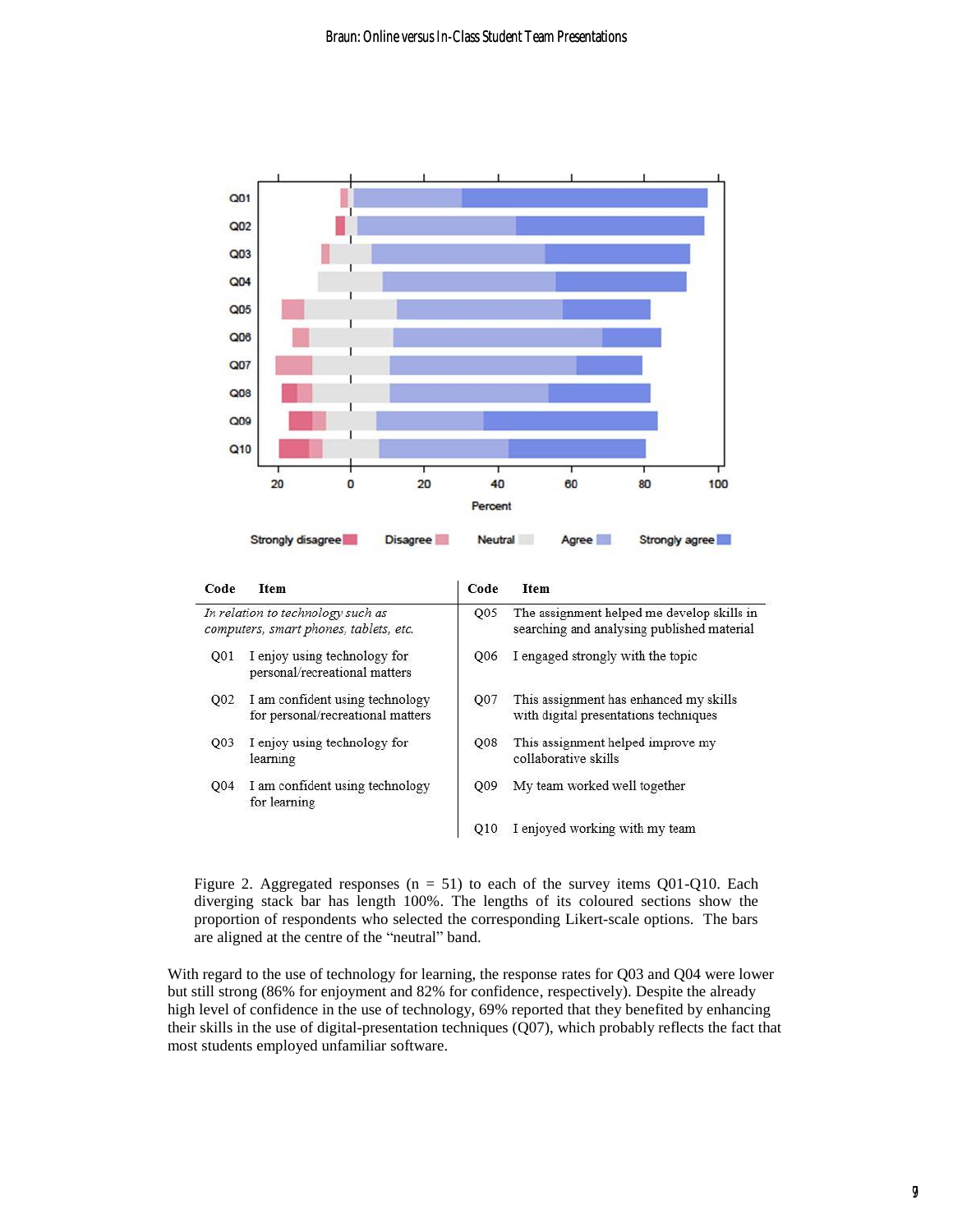| Code | Item | Code | Item |
|---|---|---|---|
| | *In relation to technology such as computers, smart phones, tablets, etc.* | Q05 | The assignment helped me develop skills in searching and analysing published material |
| Q01 | I enjoy using technology for personal/recreational matters | Q06 | I engaged strongly with the topic |
| Q02 | I am confident using technology for personal/recreational matters | Q07 | This assignment has enhanced my skills with digital presentations techniques |
| Q03 | I enjoy using technology for learning | Q08 | This assignment helped improve my collaborative skills |
| Q04 | I am confident using technology for learning | Q09 | My team worked well together |
| | | Q10 | I enjoyed working with my team |

Figure 2. Aggregated responses (n = 51) to each of the survey items Q01-Q10. Each diverging stack bar has length 100%. The lengths of its coloured sections show the proportion of respondents who selected the corresponding Likert-scale options. The bars are aligned at the centre of the "neutral" band.

With regard to the use of technology for learning, the response rates for Q03 and Q04 were lower but still strong (86% for enjoyment and 82% for confidence, respectively). Despite the already high level of confidence in the use of technology, 69% reported that they benefited by enhancing their skills in the use of digital-presentation techniques (Q07), which probably reflects the fact that most students employed unfamiliar software.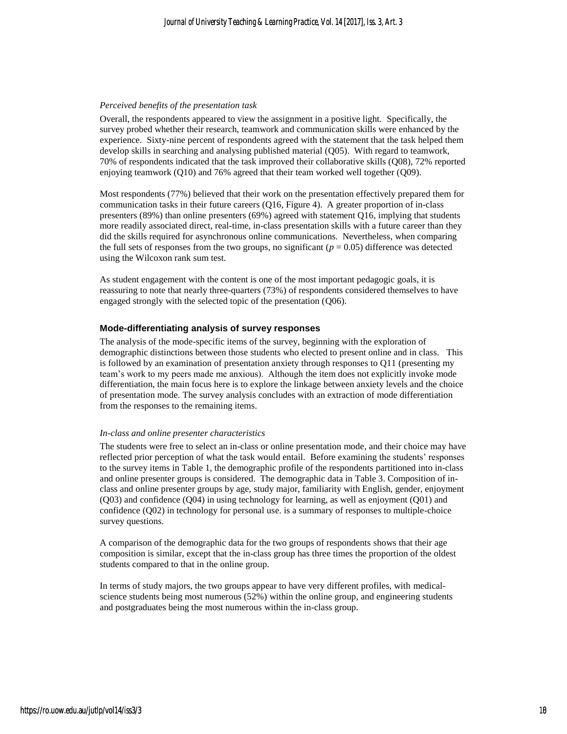*Perceived benefits of the presentation task*

Overall, the respondents appeared to view the assignment in a positive light. Specifically, the survey probed whether their research, teamwork and communication skills were enhanced by the experience. Sixty-nine percent of respondents agreed with the statement that the task helped them develop skills in searching and analysing published material (Q05). With regard to teamwork, 70% of respondents indicated that the task improved their collaborative skills (Q08), 72% reported enjoying teamwork (Q10) and 76% agreed that their team worked well together (Q09).

Most respondents (77%) believed that their work on the presentation effectively prepared them for communication tasks in their future careers (Q16, Figure 4). A greater proportion of in-class presenters (89%) than online presenters (69%) agreed with statement Q16, implying that students more readily associated direct, real-time, in-class presentation skills with a future career than they did the skills required for asynchronous online communications. Nevertheless, when comparing the full sets of responses from the two groups, no significant ($p = 0.05$) difference was detected using the Wilcoxon rank sum test.

As student engagement with the content is one of the most important pedagogic goals, it is reassuring to note that nearly three-quarters (73%) of respondents considered themselves to have engaged strongly with the selected topic of the presentation (Q06).

### Mode-differentiating analysis of survey responses

The analysis of the mode-specific items of the survey, beginning with the exploration of demographic distinctions between those students who elected to present online and in class. This is followed by an examination of presentation anxiety through responses to Q11 (presenting my team's work to my peers made me anxious). Although the item does not explicitly invoke mode differentiation, the main focus here is to explore the linkage between anxiety levels and the choice of presentation mode. The survey analysis concludes with an extraction of mode differentiation from the responses to the remaining items.

*In-class and online presenter characteristics*

The students were free to select an in-class or online presentation mode, and their choice may have reflected prior perception of what the task would entail. Before examining the students' responses to the survey items in Table 1, the demographic profile of the respondents partitioned into in-class and online presenter groups is considered. The demographic data in Table 3. Composition of in-class and online presenter groups by age, study major, familiarity with English, gender, enjoyment (Q03) and confidence (Q04) in using technology for learning, as well as enjoyment (Q01) and confidence (Q02) in technology for personal use. is a summary of responses to multiple-choice survey questions.

A comparison of the demographic data for the two groups of respondents shows that their age composition is similar, except that the in-class group has three times the proportion of the oldest students compared to that in the online group.

In terms of study majors, the two groups appear to have very different profiles, with medical-science students being most numerous (52%) within the online group, and engineering students and postgraduates being the most numerous within the in-class group.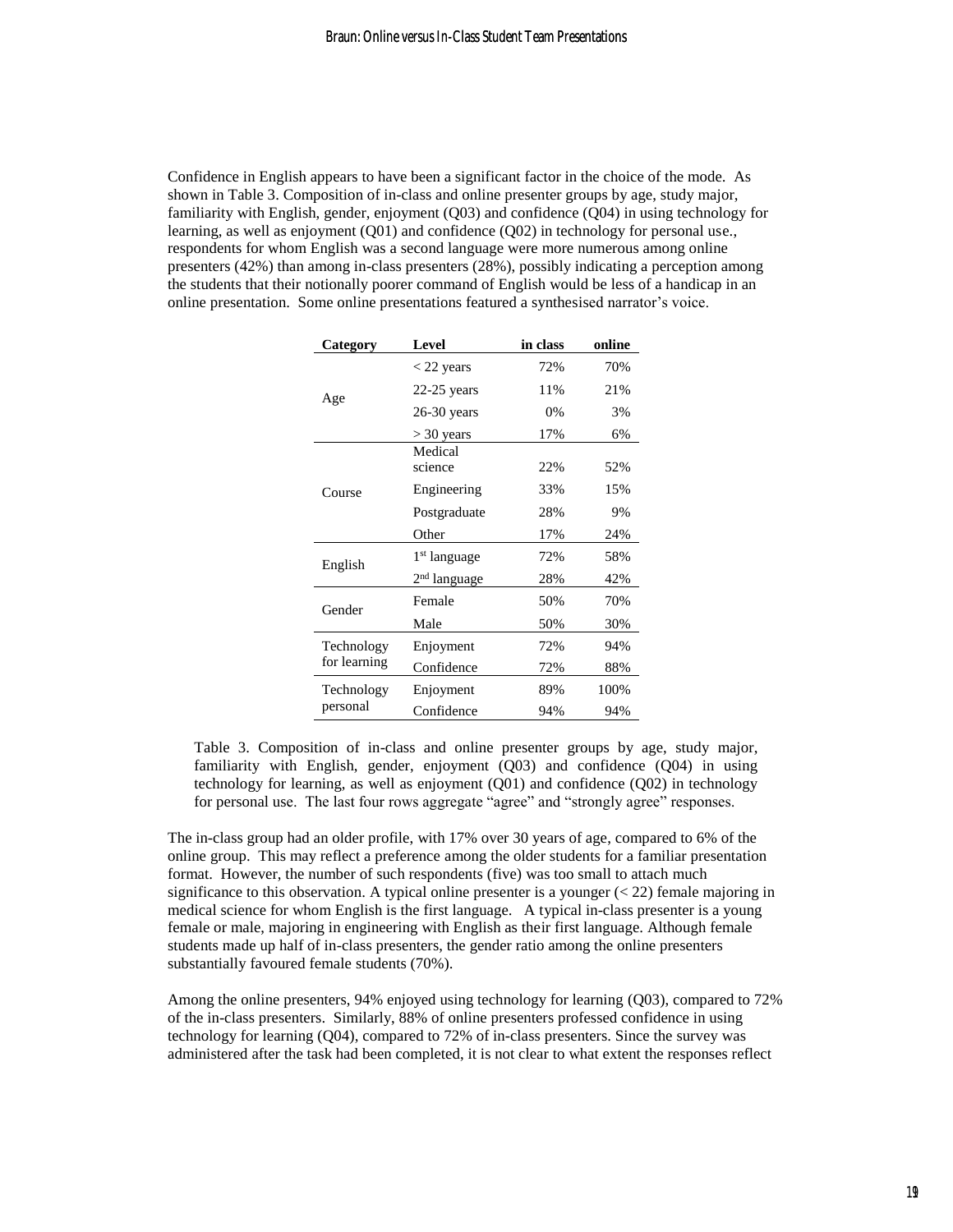Confidence in English appears to have been a significant factor in the choice of the mode. As shown in Table 3. Composition of in-class and online presenter groups by age, study major, familiarity with English, gender, enjoyment (Q03) and confidence (Q04) in using technology for learning, as well as enjoyment (Q01) and confidence (Q02) in technology for personal use., respondents for whom English was a second language were more numerous among online presenters (42%) than among in-class presenters (28%), possibly indicating a perception among the students that their notionally poorer command of English would be less of a handicap in an online presentation. Some online presentations featured a synthesised narrator's voice.

| Category | Level | in class | online |
|---|---|---|---|
| Age | < 22 years | 72% | 70% |
| | 22-25 years | 11% | 21% |
| | 26-30 years | 0% | 3% |
| | > 30 years | 17% | 6% |
| Course | Medical science | 22% | 52% |
| | Engineering | 33% | 15% |
| | Postgraduate | 28% | 9% |
| | Other | 17% | 24% |
| English | 1st language | 72% | 58% |
| | 2nd language | 28% | 42% |
| Gender | Female | 50% | 70% |
| | Male | 50% | 30% |
| Technology for learning | Enjoyment | 72% | 94% |
| | Confidence | 72% | 88% |
| Technology personal | Enjoyment | 89% | 100% |
| | Confidence | 94% | 94% |

Table 3. Composition of in-class and online presenter groups by age, study major, familiarity with English, gender, enjoyment (Q03) and confidence (Q04) in using technology for learning, as well as enjoyment (Q01) and confidence (Q02) in technology for personal use. The last four rows aggregate "agree" and "strongly agree" responses.

The in-class group had an older profile, with 17% over 30 years of age, compared to 6% of the online group. This may reflect a preference among the older students for a familiar presentation format. However, the number of such respondents (five) was too small to attach much significance to this observation. A typical online presenter is a younger (< 22) female majoring in medical science for whom English is the first language. A typical in-class presenter is a young female or male, majoring in engineering with English as their first language. Although female students made up half of in-class presenters, the gender ratio among the online presenters substantially favoured female students (70%).

Among the online presenters, 94% enjoyed using technology for learning (Q03), compared to 72% of the in-class presenters. Similarly, 88% of online presenters professed confidence in using technology for learning (Q04), compared to 72% of in-class presenters. Since the survey was administered after the task had been completed, it is not clear to what extent the responses reflect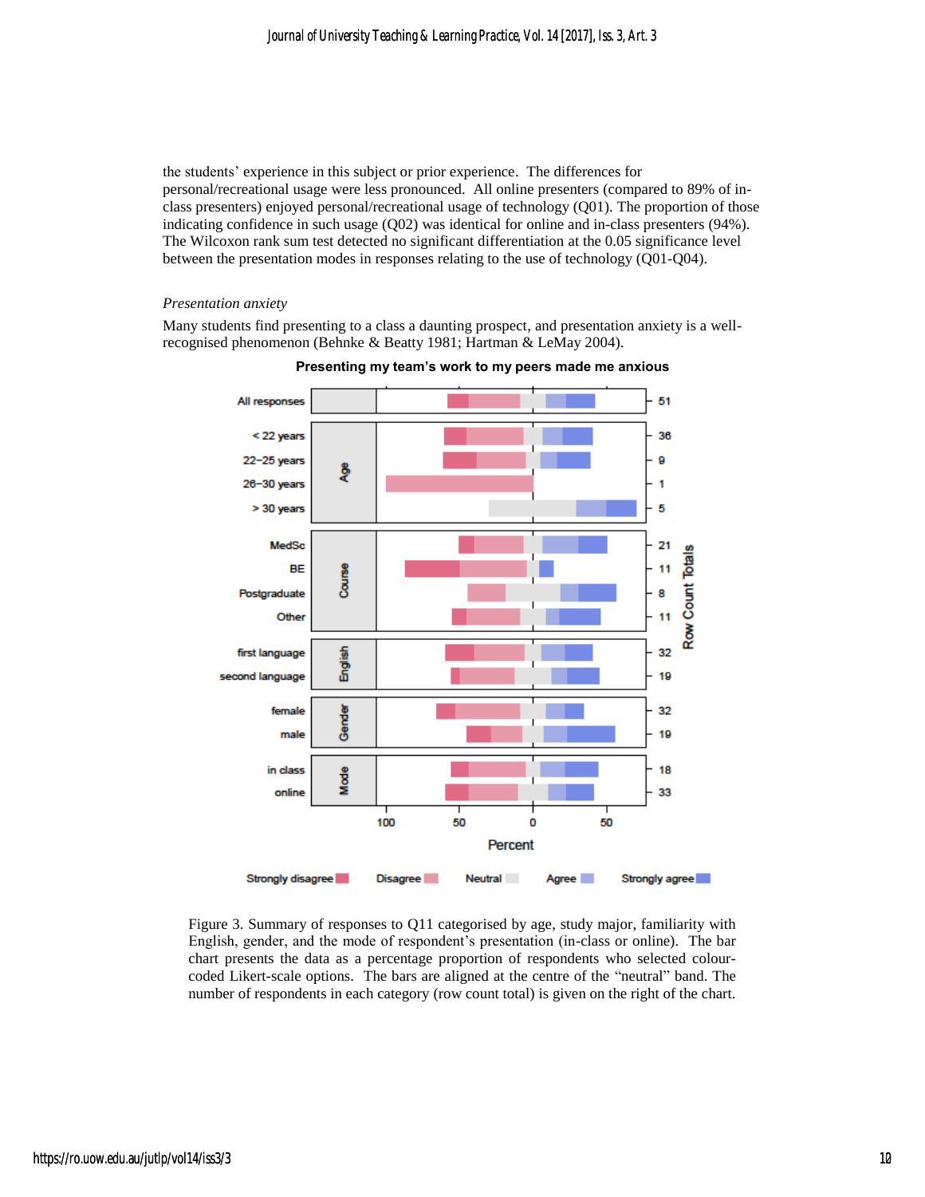the students' experience in this subject or prior experience. The differences for personal/recreational usage were less pronounced. All online presenters (compared to 89% of in-class presenters) enjoyed personal/recreational usage of technology (Q01). The proportion of those indicating confidence in such usage (Q02) was identical for online and in-class presenters (94%). The Wilcoxon rank sum test detected no significant differentiation at the 0.05 significance level between the presentation modes in responses relating to the use of technology (Q01-Q04).

*Presentation anxiety*

Many students find presenting to a class a daunting prospect, and presentation anxiety is a well-recognised phenomenon (Behnke & Beatty 1981; Hartman & LeMay 2004).

Figure 3. Summary of responses to Q11 categorised by age, study major, familiarity with English, gender, and the mode of respondent's presentation (in-class or online). The bar chart presents the data as a percentage proportion of respondents who selected colour-coded Likert-scale options. The bars are aligned at the centre of the "neutral" band. The number of respondents in each category (row count total) is given on the right of the chart.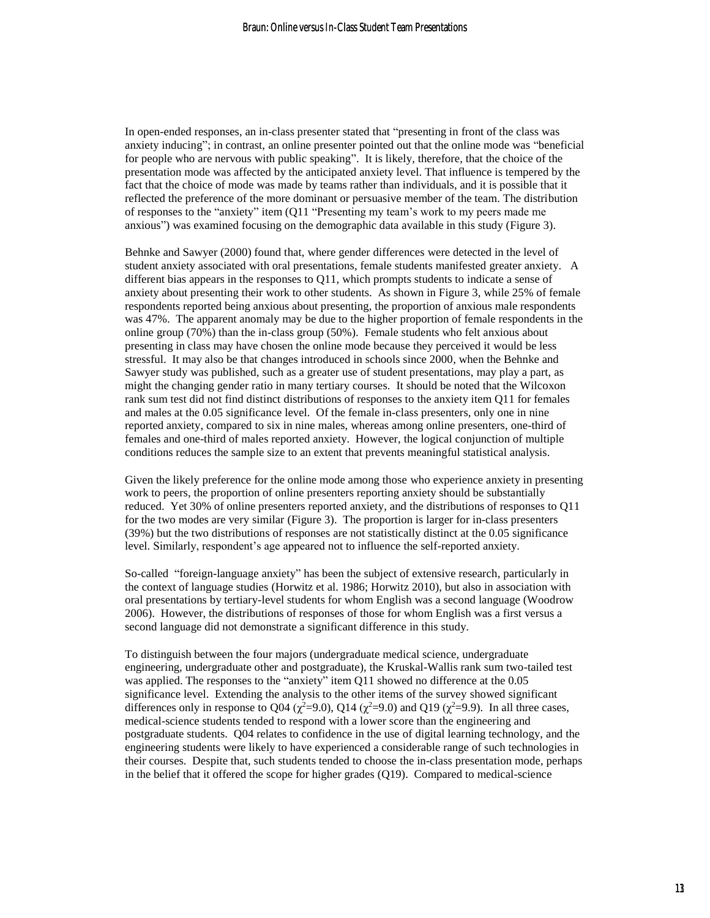In open-ended responses, an in-class presenter stated that "presenting in front of the class was anxiety inducing"; in contrast, an online presenter pointed out that the online mode was "beneficial for people who are nervous with public speaking". It is likely, therefore, that the choice of the presentation mode was affected by the anticipated anxiety level. That influence is tempered by the fact that the choice of mode was made by teams rather than individuals, and it is possible that it reflected the preference of the more dominant or persuasive member of the team. The distribution of responses to the "anxiety" item (Q11 "Presenting my team's work to my peers made me anxious") was examined focusing on the demographic data available in this study (Figure 3).

Behnke and Sawyer (2000) found that, where gender differences were detected in the level of student anxiety associated with oral presentations, female students manifested greater anxiety. A different bias appears in the responses to Q11, which prompts students to indicate a sense of anxiety about presenting their work to other students. As shown in Figure 3, while 25% of female respondents reported being anxious about presenting, the proportion of anxious male respondents was 47%. The apparent anomaly may be due to the higher proportion of female respondents in the online group (70%) than the in-class group (50%). Female students who felt anxious about presenting in class may have chosen the online mode because they perceived it would be less stressful. It may also be that changes introduced in schools since 2000, when the Behnke and Sawyer study was published, such as a greater use of student presentations, may play a part, as might the changing gender ratio in many tertiary courses. It should be noted that the Wilcoxon rank sum test did not find distinct distributions of responses to the anxiety item Q11 for females and males at the 0.05 significance level. Of the female in-class presenters, only one in nine reported anxiety, compared to six in nine males, whereas among online presenters, one-third of females and one-third of males reported anxiety. However, the logical conjunction of multiple conditions reduces the sample size to an extent that prevents meaningful statistical analysis.

Given the likely preference for the online mode among those who experience anxiety in presenting work to peers, the proportion of online presenters reporting anxiety should be substantially reduced. Yet 30% of online presenters reported anxiety, and the distributions of responses to Q11 for the two modes are very similar (Figure 3). The proportion is larger for in-class presenters (39%) but the two distributions of responses are not statistically distinct at the 0.05 significance level. Similarly, respondent's age appeared not to influence the self-reported anxiety.

So-called "foreign-language anxiety" has been the subject of extensive research, particularly in the context of language studies (Horwitz et al. 1986; Horwitz 2010), but also in association with oral presentations by tertiary-level students for whom English was a second language (Woodrow 2006). However, the distributions of responses of those for whom English was a first versus a second language did not demonstrate a significant difference in this study.

To distinguish between the four majors (undergraduate medical science, undergraduate engineering, undergraduate other and postgraduate), the Kruskal-Wallis rank sum two-tailed test was applied. The responses to the "anxiety" item Q11 showed no difference at the 0.05 significance level. Extending the analysis to the other items of the survey showed significant differences only in response to Q04 ($\chi^2$=9.0), Q14 ($\chi^2$=9.0) and Q19 ($\chi^2$=9.9). In all three cases, medical-science students tended to respond with a lower score than the engineering and postgraduate students. Q04 relates to confidence in the use of digital learning technology, and the engineering students were likely to have experienced a considerable range of such technologies in their courses. Despite that, such students tended to choose the in-class presentation mode, perhaps in the belief that it offered the scope for higher grades (Q19). Compared to medical-science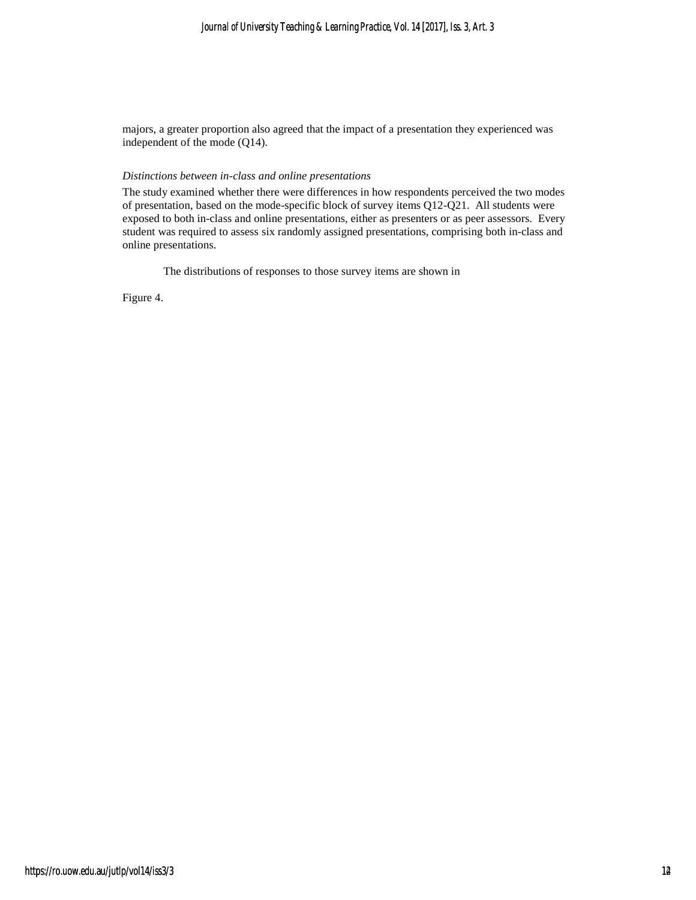majors, a greater proportion also agreed that the impact of a presentation they experienced was independent of the mode (Q14).

*Distinctions between in-class and online presentations*

The study examined whether there were differences in how respondents perceived the two modes of presentation, based on the mode-specific block of survey items Q12-Q21. All students were exposed to both in-class and online presentations, either as presenters or as peer assessors. Every student was required to assess six randomly assigned presentations, comprising both in-class and online presentations.

The distributions of responses to those survey items are shown in

Figure 4.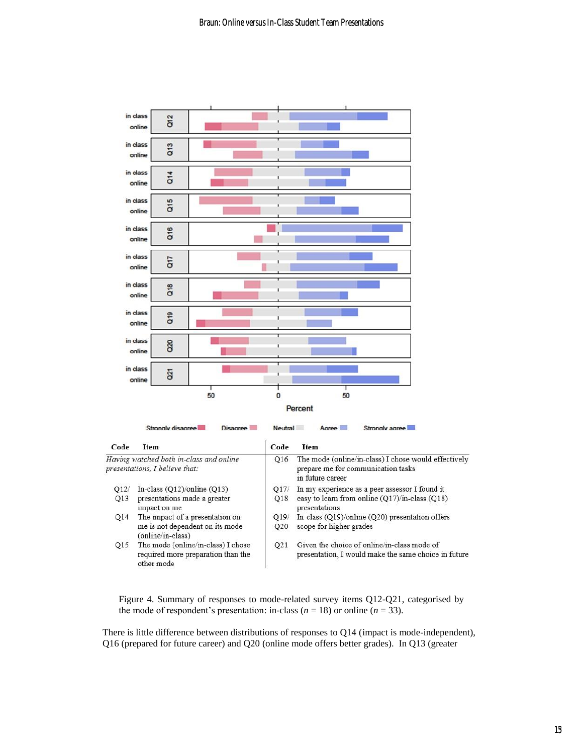| Code | Item | Code | Item |
|---|---|---|---|
| *Having watched both in-class and online presentations, I believe that:* | | Q16 | The mode (online/in-class) I chose would effectively prepare me for communication tasks in future career |
| Q12/ Q13 | In-class (Q12)/online (Q13) presentations made a greater impact on me | Q17/ Q18 | In my experience as a peer assessor I found it easy to learn from online (Q17)/in-class (Q18) presentations |
| Q14 | The impact of a presentation on me is not dependent on its mode (online/in-class) | Q19/ Q20 | In-class (Q19)/online (Q20) presentation offers scope for higher grades |
| Q15 | The mode (online/in-class) I chose required more preparation than the other mode | Q21 | Given the choice of online/in-class mode of presentation, I would make the same choice in future |

Figure 4. Summary of responses to mode-related survey items Q12-Q21, categorised by the mode of respondent's presentation: in-class ($n$ = 18) or online ($n$ = 33).

There is little difference between distributions of responses to Q14 (impact is mode-independent), Q16 (prepared for future career) and Q20 (online mode offers better grades). In Q13 (greater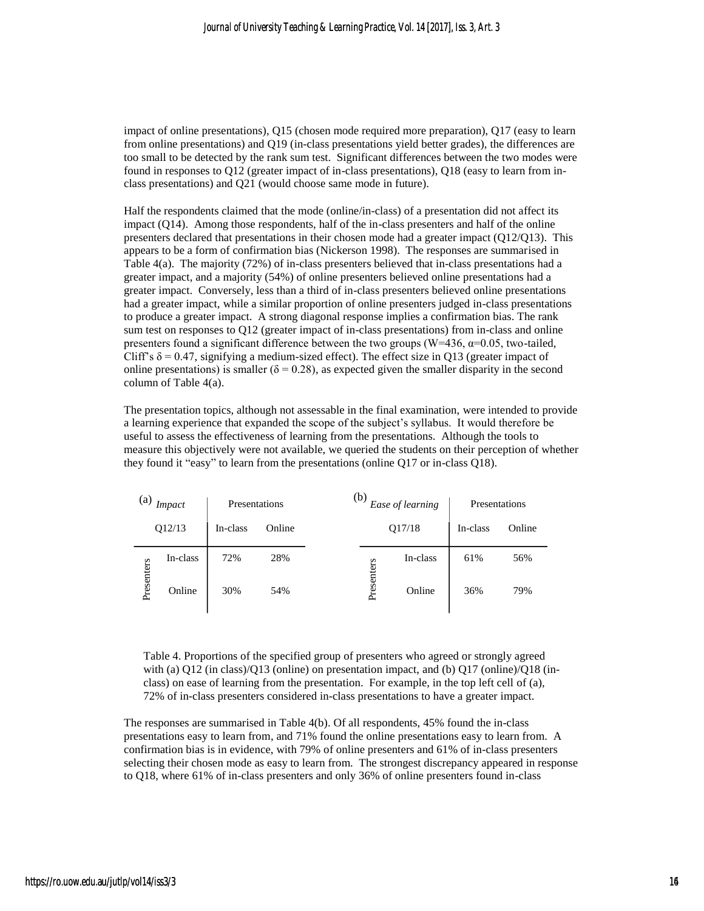impact of online presentations), Q15 (chosen mode required more preparation), Q17 (easy to learn from online presentations) and Q19 (in-class presentations yield better grades), the differences are too small to be detected by the rank sum test. Significant differences between the two modes were found in responses to Q12 (greater impact of in-class presentations), Q18 (easy to learn from in-class presentations) and Q21 (would choose same mode in future).

Half the respondents claimed that the mode (online/in-class) of a presentation did not affect its impact (Q14). Among those respondents, half of the in-class presenters and half of the online presenters declared that presentations in their chosen mode had a greater impact (Q12/Q13). This appears to be a form of confirmation bias (Nickerson 1998). The responses are summarised in Table 4(a). The majority (72%) of in-class presenters believed that in-class presentations had a greater impact, and a majority (54%) of online presenters believed online presentations had a greater impact. Conversely, less than a third of in-class presenters believed online presentations had a greater impact, while a similar proportion of online presenters judged in-class presentations to produce a greater impact. A strong diagonal response implies a confirmation bias. The rank sum test on responses to Q12 (greater impact of in-class presentations) from in-class and online presenters found a significant difference between the two groups ($W=436$, $\alpha=0.05$, two-tailed, Cliff's $\delta = 0.47$, signifying a medium-sized effect). The effect size in Q13 (greater impact of online presentations) is smaller ($\delta = 0.28$), as expected given the smaller disparity in the second column of Table 4(a).

The presentation topics, although not assessable in the final examination, were intended to provide a learning experience that expanded the scope of the subject's syllabus. It would therefore be useful to assess the effectiveness of learning from the presentations. Although the tools to measure this objectively were not available, we queried the students on their perception of whether they found it "easy" to learn from the presentations (online Q17 or in-class Q18).

(a)

| *Impact* Q12/13 | | Presentations: In-class | Presentations: Online |
|---|---|---|---|
| Presenters | In-class | 72% | 28% |
| Presenters | Online | 30% | 54% |

(b)

| *Ease of learning* Q17/18 | | Presentations: In-class | Presentations: Online |
|---|---|---|---|
| Presenters | In-class | 61% | 56% |
| Presenters | Online | 36% | 79% |

Table 4. Proportions of the specified group of presenters who agreed or strongly agreed with (a) Q12 (in class)/Q13 (online) on presentation impact, and (b) Q17 (online)/Q18 (in-class) on ease of learning from the presentation. For example, in the top left cell of (a), 72% of in-class presenters considered in-class presentations to have a greater impact.

The responses are summarised in Table 4(b). Of all respondents, 45% found the in-class presentations easy to learn from, and 71% found the online presentations easy to learn from. A confirmation bias is in evidence, with 79% of online presenters and 61% of in-class presenters selecting their chosen mode as easy to learn from. The strongest discrepancy appeared in response to Q18, where 61% of in-class presenters and only 36% of online presenters found in-class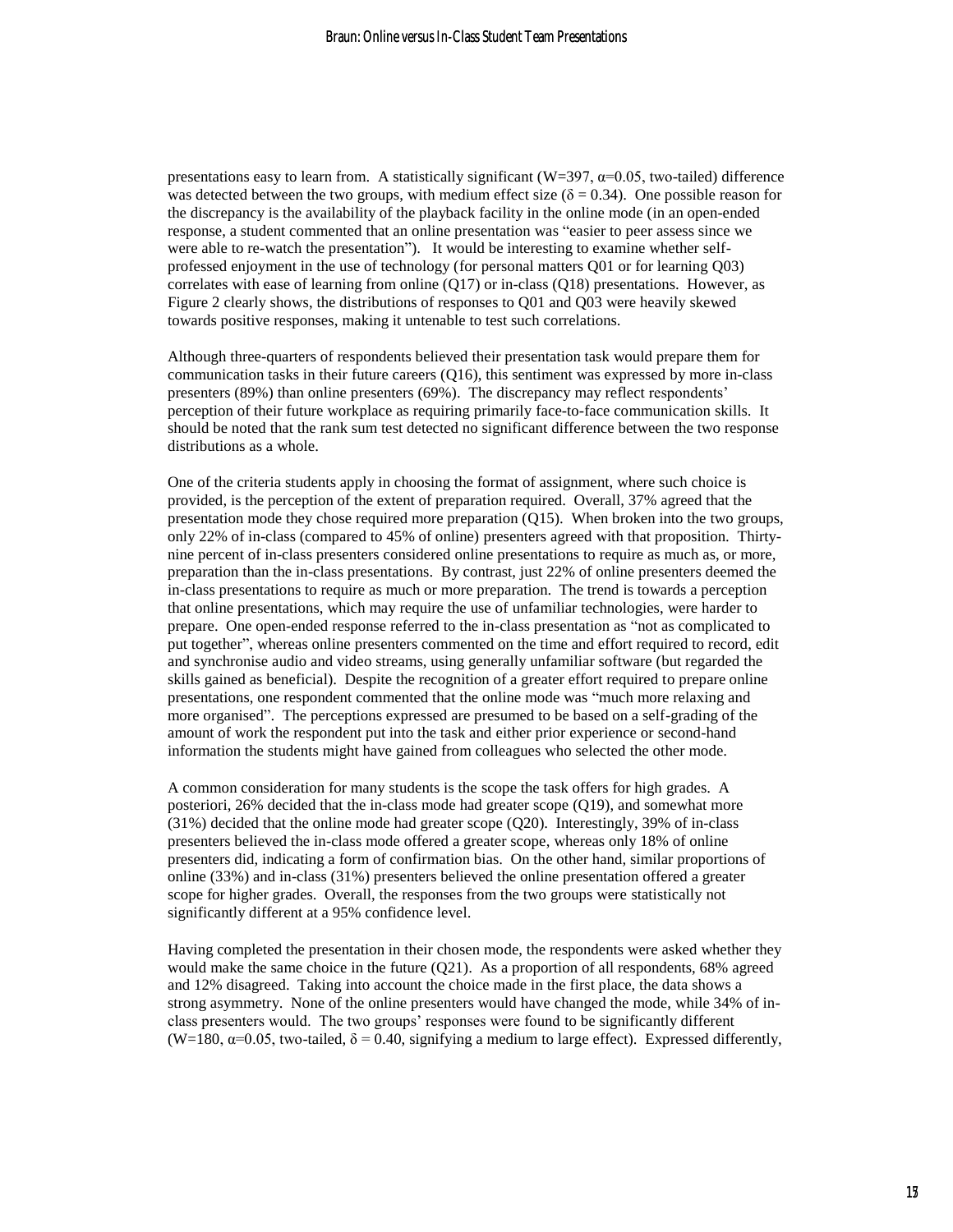presentations easy to learn from. A statistically significant ($W=397$, $\alpha=0.05$, two-tailed) difference was detected between the two groups, with medium effect size ($\delta = 0.34$). One possible reason for the discrepancy is the availability of the playback facility in the online mode (in an open-ended response, a student commented that an online presentation was "easier to peer assess since we were able to re-watch the presentation"). It would be interesting to examine whether self-professed enjoyment in the use of technology (for personal matters Q01 or for learning Q03) correlates with ease of learning from online (Q17) or in-class (Q18) presentations. However, as Figure 2 clearly shows, the distributions of responses to Q01 and Q03 were heavily skewed towards positive responses, making it untenable to test such correlations.

Although three-quarters of respondents believed their presentation task would prepare them for communication tasks in their future careers (Q16), this sentiment was expressed by more in-class presenters (89%) than online presenters (69%). The discrepancy may reflect respondents' perception of their future workplace as requiring primarily face-to-face communication skills. It should be noted that the rank sum test detected no significant difference between the two response distributions as a whole.

One of the criteria students apply in choosing the format of assignment, where such choice is provided, is the perception of the extent of preparation required. Overall, 37% agreed that the presentation mode they chose required more preparation (Q15). When broken into the two groups, only 22% of in-class (compared to 45% of online) presenters agreed with that proposition. Thirty-nine percent of in-class presenters considered online presentations to require as much as, or more, preparation than the in-class presentations. By contrast, just 22% of online presenters deemed the in-class presentations to require as much or more preparation. The trend is towards a perception that online presentations, which may require the use of unfamiliar technologies, were harder to prepare. One open-ended response referred to the in-class presentation as "not as complicated to put together", whereas online presenters commented on the time and effort required to record, edit and synchronise audio and video streams, using generally unfamiliar software (but regarded the skills gained as beneficial). Despite the recognition of a greater effort required to prepare online presentations, one respondent commented that the online mode was "much more relaxing and more organised". The perceptions expressed are presumed to be based on a self-grading of the amount of work the respondent put into the task and either prior experience or second-hand information the students might have gained from colleagues who selected the other mode.

A common consideration for many students is the scope the task offers for high grades. A posteriori, 26% decided that the in-class mode had greater scope (Q19), and somewhat more (31%) decided that the online mode had greater scope (Q20). Interestingly, 39% of in-class presenters believed the in-class mode offered a greater scope, whereas only 18% of online presenters did, indicating a form of confirmation bias. On the other hand, similar proportions of online (33%) and in-class (31%) presenters believed the online presentation offered a greater scope for higher grades. Overall, the responses from the two groups were statistically not significantly different at a 95% confidence level.

Having completed the presentation in their chosen mode, the respondents were asked whether they would make the same choice in the future (Q21). As a proportion of all respondents, 68% agreed and 12% disagreed. Taking into account the choice made in the first place, the data shows a strong asymmetry. None of the online presenters would have changed the mode, while 34% of in-class presenters would. The two groups' responses were found to be significantly different ($W=180$, $\alpha=0.05$, two-tailed, $\delta = 0.40$, signifying a medium to large effect). Expressed differently,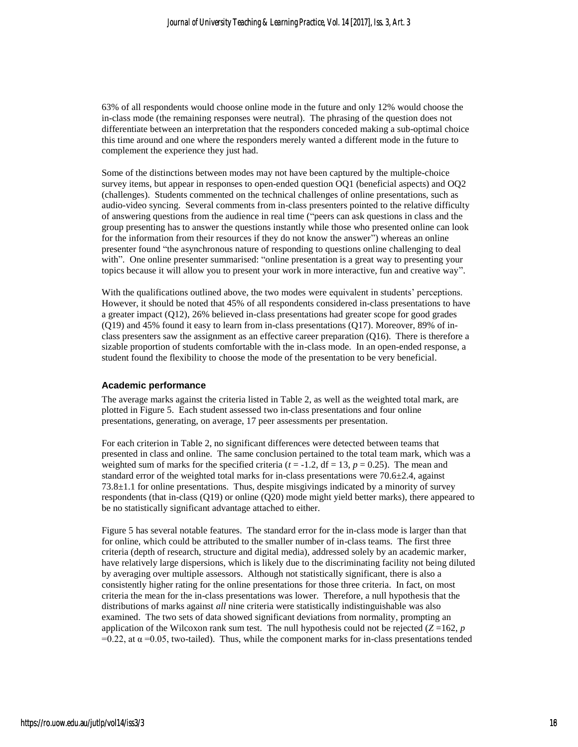63% of all respondents would choose online mode in the future and only 12% would choose the in-class mode (the remaining responses were neutral). The phrasing of the question does not differentiate between an interpretation that the responders conceded making a sub-optimal choice this time around and one where the responders merely wanted a different mode in the future to complement the experience they just had.

Some of the distinctions between modes may not have been captured by the multiple-choice survey items, but appear in responses to open-ended question OQ1 (beneficial aspects) and OQ2 (challenges). Students commented on the technical challenges of online presentations, such as audio-video syncing. Several comments from in-class presenters pointed to the relative difficulty of answering questions from the audience in real time ("peers can ask questions in class and the group presenting has to answer the questions instantly while those who presented online can look for the information from their resources if they do not know the answer") whereas an online presenter found "the asynchronous nature of responding to questions online challenging to deal with". One online presenter summarised: "online presentation is a great way to presenting your topics because it will allow you to present your work in more interactive, fun and creative way".

With the qualifications outlined above, the two modes were equivalent in students' perceptions. However, it should be noted that 45% of all respondents considered in-class presentations to have a greater impact (Q12), 26% believed in-class presentations had greater scope for good grades (Q19) and 45% found it easy to learn from in-class presentations (Q17). Moreover, 89% of in-class presenters saw the assignment as an effective career preparation (Q16). There is therefore a sizable proportion of students comfortable with the in-class mode. In an open-ended response, a student found the flexibility to choose the mode of the presentation to be very beneficial.

### Academic performance

The average marks against the criteria listed in Table 2, as well as the weighted total mark, are plotted in Figure 5. Each student assessed two in-class presentations and four online presentations, generating, on average, 17 peer assessments per presentation.

For each criterion in Table 2, no significant differences were detected between teams that presented in class and online. The same conclusion pertained to the total team mark, which was a weighted sum of marks for the specified criteria ($t = -1.2$, df = 13, $p = 0.25$). The mean and standard error of the weighted total marks for in-class presentations were $70.6 \pm 2.4$, against $73.8 \pm 1.1$ for online presentations. Thus, despite misgivings indicated by a minority of survey respondents (that in-class (Q19) or online (Q20) mode might yield better marks), there appeared to be no statistically significant advantage attached to either.

Figure 5 has several notable features. The standard error for the in-class mode is larger than that for online, which could be attributed to the smaller number of in-class teams. The first three criteria (depth of research, structure and digital media), addressed solely by an academic marker, have relatively large dispersions, which is likely due to the discriminating facility not being diluted by averaging over multiple assessors. Although not statistically significant, there is also a consistently higher rating for the online presentations for those three criteria. In fact, on most criteria the mean for the in-class presentations was lower. Therefore, a null hypothesis that the distributions of marks against *all* nine criteria were statistically indistinguishable was also examined. The two sets of data showed significant deviations from normality, prompting an application of the Wilcoxon rank sum test. The null hypothesis could not be rejected ($Z = 162$, $p = 0.22$, at $\alpha = 0.05$, two-tailed). Thus, while the component marks for in-class presentations tended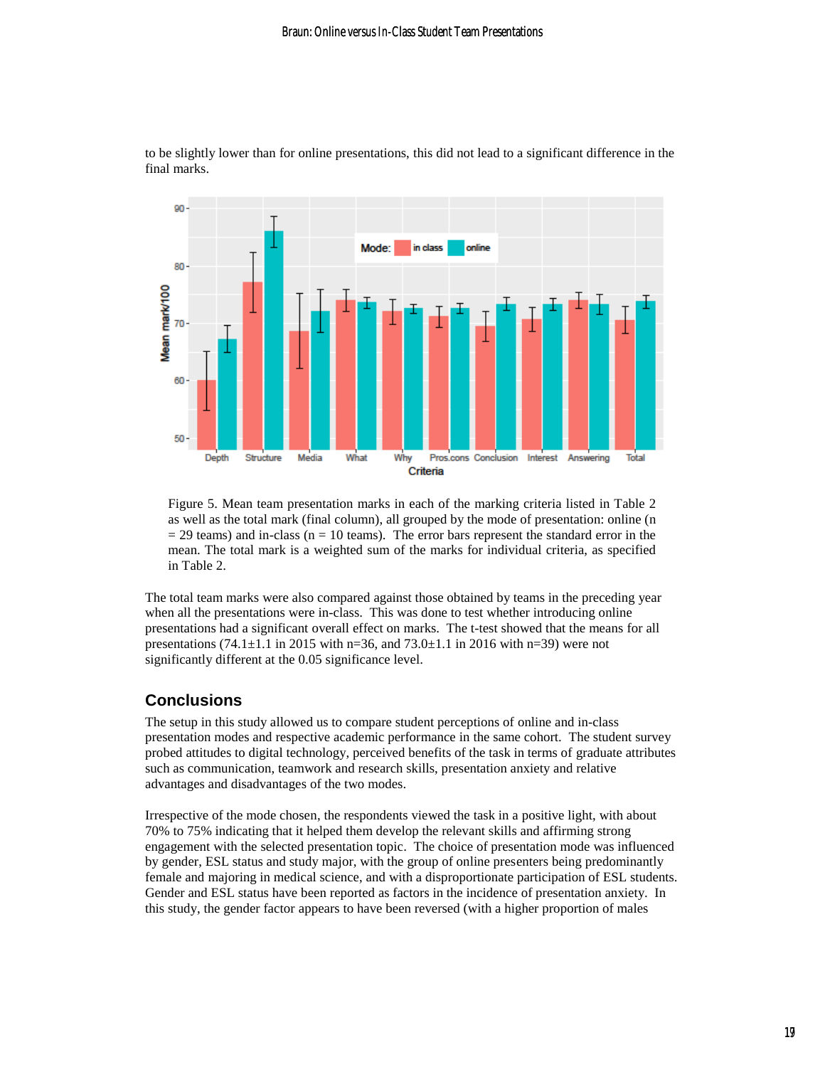to be slightly lower than for online presentations, this did not lead to a significant difference in the final marks.

Figure 5. Mean team presentation marks in each of the marking criteria listed in Table 2 as well as the total mark (final column), all grouped by the mode of presentation: online (n = 29 teams) and in-class (n = 10 teams). The error bars represent the standard error in the mean. The total mark is a weighted sum of the marks for individual criteria, as specified in Table 2.

The total team marks were also compared against those obtained by teams in the preceding year when all the presentations were in-class. This was done to test whether introducing online presentations had a significant overall effect on marks. The t-test showed that the means for all presentations (74.1±1.1 in 2015 with n=36, and 73.0±1.1 in 2016 with n=39) were not significantly different at the 0.05 significance level.

## Conclusions

The setup in this study allowed us to compare student perceptions of online and in-class presentation modes and respective academic performance in the same cohort. The student survey probed attitudes to digital technology, perceived benefits of the task in terms of graduate attributes such as communication, teamwork and research skills, presentation anxiety and relative advantages and disadvantages of the two modes.

Irrespective of the mode chosen, the respondents viewed the task in a positive light, with about 70% to 75% indicating that it helped them develop the relevant skills and affirming strong engagement with the selected presentation topic. The choice of presentation mode was influenced by gender, ESL status and study major, with the group of online presenters being predominantly female and majoring in medical science, and with a disproportionate participation of ESL students. Gender and ESL status have been reported as factors in the incidence of presentation anxiety. In this study, the gender factor appears to have been reversed (with a higher proportion of males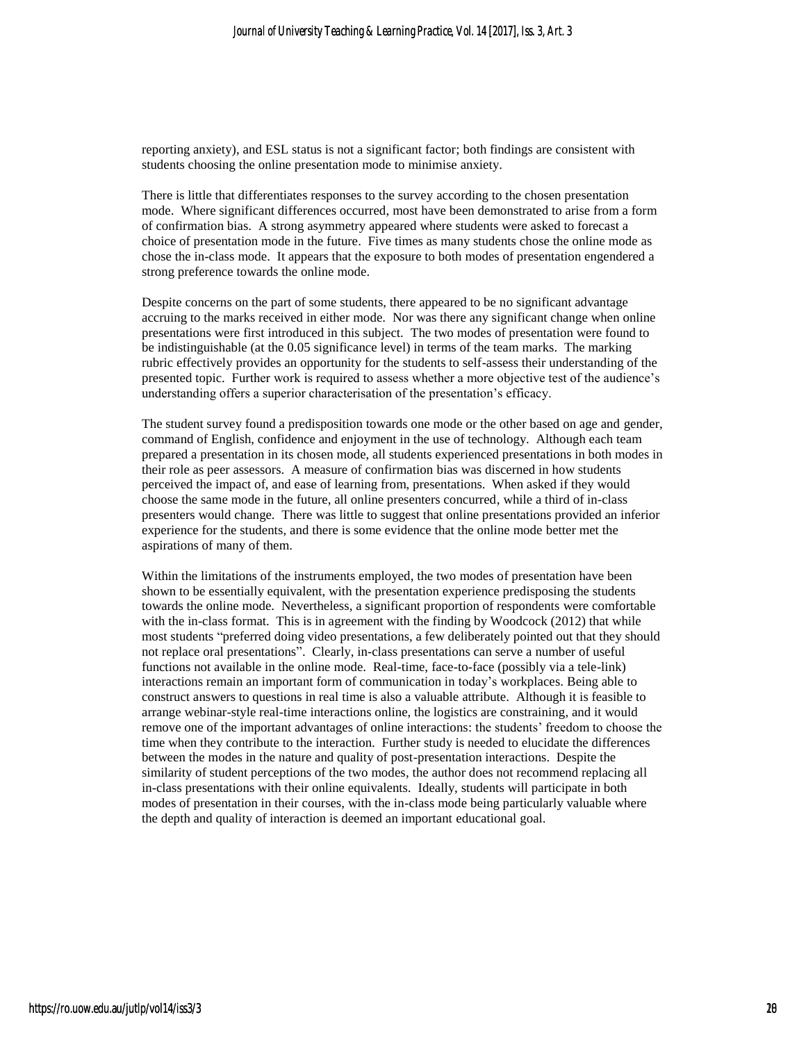reporting anxiety), and ESL status is not a significant factor; both findings are consistent with students choosing the online presentation mode to minimise anxiety.

There is little that differentiates responses to the survey according to the chosen presentation mode. Where significant differences occurred, most have been demonstrated to arise from a form of confirmation bias. A strong asymmetry appeared where students were asked to forecast a choice of presentation mode in the future. Five times as many students chose the online mode as chose the in-class mode. It appears that the exposure to both modes of presentation engendered a strong preference towards the online mode.

Despite concerns on the part of some students, there appeared to be no significant advantage accruing to the marks received in either mode. Nor was there any significant change when online presentations were first introduced in this subject. The two modes of presentation were found to be indistinguishable (at the 0.05 significance level) in terms of the team marks. The marking rubric effectively provides an opportunity for the students to self-assess their understanding of the presented topic. Further work is required to assess whether a more objective test of the audience's understanding offers a superior characterisation of the presentation's efficacy.

The student survey found a predisposition towards one mode or the other based on age and gender, command of English, confidence and enjoyment in the use of technology. Although each team prepared a presentation in its chosen mode, all students experienced presentations in both modes in their role as peer assessors. A measure of confirmation bias was discerned in how students perceived the impact of, and ease of learning from, presentations. When asked if they would choose the same mode in the future, all online presenters concurred, while a third of in-class presenters would change. There was little to suggest that online presentations provided an inferior experience for the students, and there is some evidence that the online mode better met the aspirations of many of them.

Within the limitations of the instruments employed, the two modes of presentation have been shown to be essentially equivalent, with the presentation experience predisposing the students towards the online mode. Nevertheless, a significant proportion of respondents were comfortable with the in-class format. This is in agreement with the finding by Woodcock (2012) that while most students "preferred doing video presentations, a few deliberately pointed out that they should not replace oral presentations". Clearly, in-class presentations can serve a number of useful functions not available in the online mode. Real-time, face-to-face (possibly via a tele-link) interactions remain an important form of communication in today's workplaces. Being able to construct answers to questions in real time is also a valuable attribute. Although it is feasible to arrange webinar-style real-time interactions online, the logistics are constraining, and it would remove one of the important advantages of online interactions: the students' freedom to choose the time when they contribute to the interaction. Further study is needed to elucidate the differences between the modes in the nature and quality of post-presentation interactions. Despite the similarity of student perceptions of the two modes, the author does not recommend replacing all in-class presentations with their online equivalents. Ideally, students will participate in both modes of presentation in their courses, with the in-class mode being particularly valuable where the depth and quality of interaction is deemed an important educational goal.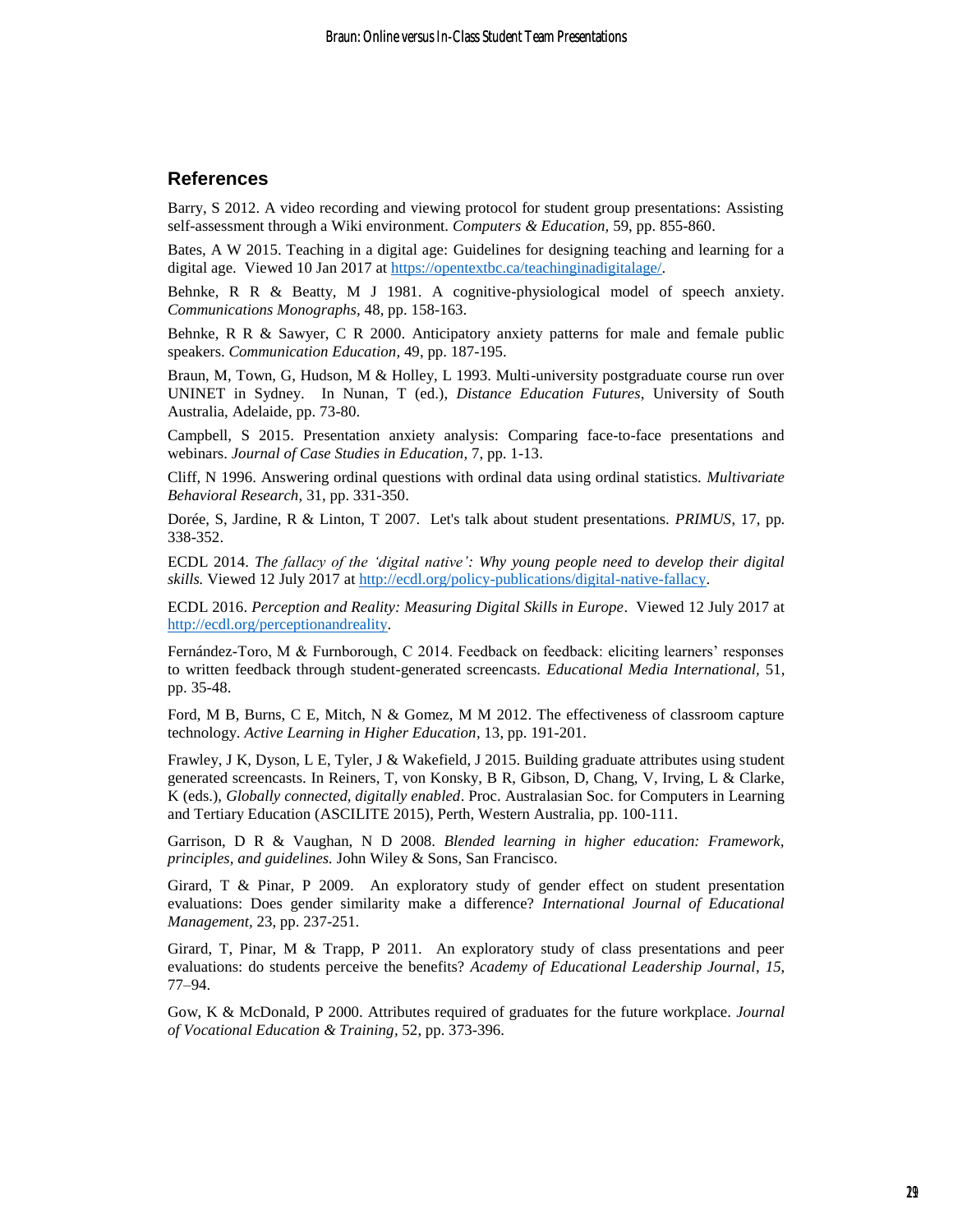## References

Barry, S 2012. A video recording and viewing protocol for student group presentations: Assisting self-assessment through a Wiki environment. *Computers & Education*, 59, pp. 855-860.

Bates, A W 2015. Teaching in a digital age: Guidelines for designing teaching and learning for a digital age. Viewed 10 Jan 2017 at https://opentextbc.ca/teachinginadigitalage/.

Behnke, R R & Beatty, M J 1981. A cognitive-physiological model of speech anxiety. *Communications Monographs*, 48, pp. 158-163.

Behnke, R R & Sawyer, C R 2000. Anticipatory anxiety patterns for male and female public speakers. *Communication Education*, 49, pp. 187-195.

Braun, M, Town, G, Hudson, M & Holley, L 1993. Multi-university postgraduate course run over UNINET in Sydney. In Nunan, T (ed.), *Distance Education Futures*, University of South Australia, Adelaide, pp. 73-80.

Campbell, S 2015. Presentation anxiety analysis: Comparing face-to-face presentations and webinars. *Journal of Case Studies in Education*, 7, pp. 1-13.

Cliff, N 1996. Answering ordinal questions with ordinal data using ordinal statistics. *Multivariate Behavioral Research*, 31, pp. 331-350.

Dorée, S, Jardine, R & Linton, T 2007. Let's talk about student presentations. *PRIMUS*, 17, pp. 338-352.

ECDL 2014. *The fallacy of the 'digital native': Why young people need to develop their digital skills.* Viewed 12 July 2017 at http://ecdl.org/policy-publications/digital-native-fallacy.

ECDL 2016. *Perception and Reality: Measuring Digital Skills in Europe*. Viewed 12 July 2017 at http://ecdl.org/perceptionandreality.

Fernández-Toro, M & Furnborough, C 2014. Feedback on feedback: eliciting learners' responses to written feedback through student-generated screencasts. *Educational Media International*, 51, pp. 35-48.

Ford, M B, Burns, C E, Mitch, N & Gomez, M M 2012. The effectiveness of classroom capture technology. *Active Learning in Higher Education*, 13, pp. 191-201.

Frawley, J K, Dyson, L E, Tyler, J & Wakefield, J 2015. Building graduate attributes using student generated screencasts. In Reiners, T, von Konsky, B R, Gibson, D, Chang, V, Irving, L & Clarke, K (eds.), *Globally connected, digitally enabled*. Proc. Australasian Soc. for Computers in Learning and Tertiary Education (ASCILITE 2015), Perth, Western Australia, pp. 100-111.

Garrison, D R & Vaughan, N D 2008. *Blended learning in higher education: Framework, principles, and guidelines.* John Wiley & Sons, San Francisco.

Girard, T & Pinar, P 2009. An exploratory study of gender effect on student presentation evaluations: Does gender similarity make a difference? *International Journal of Educational Management*, 23, pp. 237-251.

Girard, T, Pinar, M & Trapp, P 2011. An exploratory study of class presentations and peer evaluations: do students perceive the benefits? *Academy of Educational Leadership Journal*, *15*, 77–94.

Gow, K & McDonald, P 2000. Attributes required of graduates for the future workplace. *Journal of Vocational Education & Training*, 52, pp. 373-396.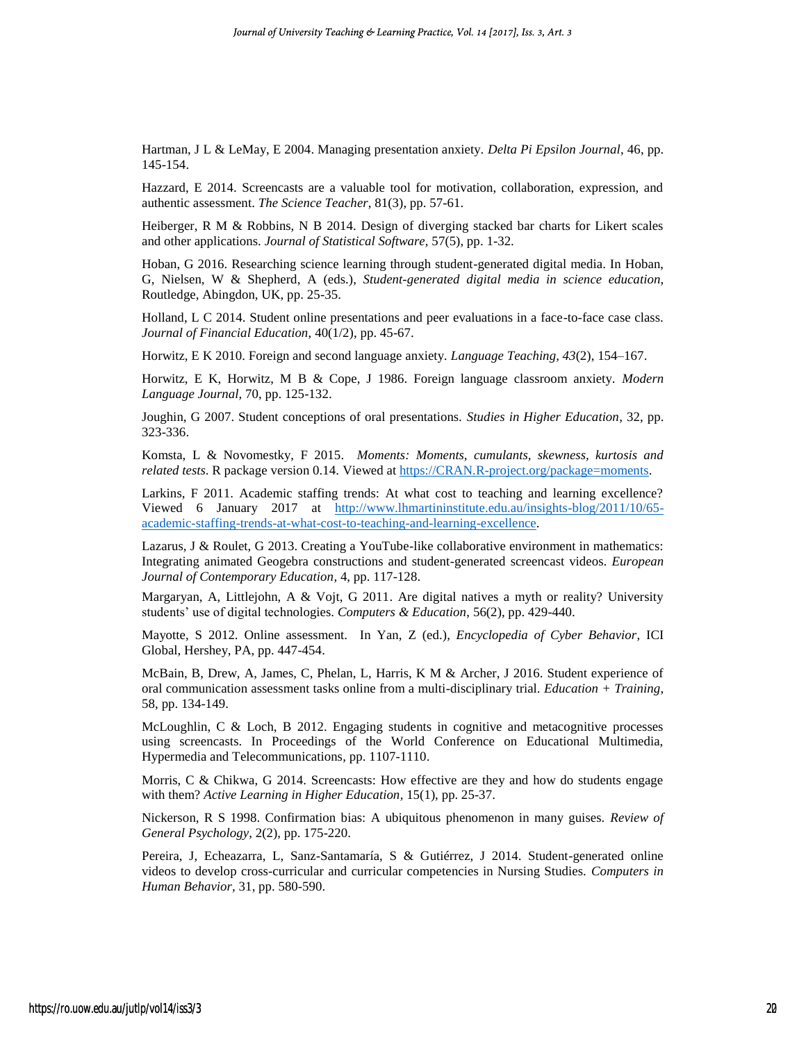Hartman, J L & LeMay, E 2004. Managing presentation anxiety. *Delta Pi Epsilon Journal*, 46, pp. 145-154.

Hazzard, E 2014. Screencasts are a valuable tool for motivation, collaboration, expression, and authentic assessment. *The Science Teacher*, 81(3), pp. 57-61.

Heiberger, R M & Robbins, N B 2014. Design of diverging stacked bar charts for Likert scales and other applications. *Journal of Statistical Software,* 57(5), pp. 1-32.

Hoban, G 2016. Researching science learning through student-generated digital media. In Hoban, G, Nielsen, W & Shepherd, A (eds.), *Student-generated digital media in science education,* Routledge, Abingdon, UK, pp. 25-35.

Holland, L C 2014. Student online presentations and peer evaluations in a face-to-face case class. *Journal of Financial Education*, 40(1/2), pp. 45-67.

Horwitz, E K 2010. Foreign and second language anxiety. *Language Teaching, 43*(2), 154–167.

Horwitz, E K, Horwitz, M B & Cope, J 1986. Foreign language classroom anxiety. *Modern Language Journal,* 70, pp. 125-132.

Joughin, G 2007. Student conceptions of oral presentations. *Studies in Higher Education,* 32, pp. 323-336.

Komsta, L & Novomestky, F 2015. *Moments: Moments, cumulants, skewness, kurtosis and related tests*. R package version 0.14. Viewed at https://CRAN.R-project.org/package=moments.

Larkins, F 2011. Academic staffing trends: At what cost to teaching and learning excellence? Viewed 6 January 2017 at http://www.lhmartininstitute.edu.au/insights-blog/2011/10/65-academic-staffing-trends-at-what-cost-to-teaching-and-learning-excellence.

Lazarus, J & Roulet, G 2013. Creating a YouTube-like collaborative environment in mathematics: Integrating animated Geogebra constructions and student-generated screencast videos. *European Journal of Contemporary Education,* 4, pp. 117-128.

Margaryan, A, Littlejohn, A & Vojt, G 2011. Are digital natives a myth or reality? University students' use of digital technologies. *Computers & Education,* 56(2), pp. 429-440.

Mayotte, S 2012. Online assessment. In Yan, Z (ed.), *Encyclopedia of Cyber Behavior*, ICI Global, Hershey, PA, pp. 447-454.

McBain, B, Drew, A, James, C, Phelan, L, Harris, K M & Archer, J 2016. Student experience of oral communication assessment tasks online from a multi-disciplinary trial. *Education + Training*, 58, pp. 134-149.

McLoughlin, C & Loch, B 2012. Engaging students in cognitive and metacognitive processes using screencasts. In Proceedings of the World Conference on Educational Multimedia, Hypermedia and Telecommunications, pp. 1107-1110.

Morris, C & Chikwa, G 2014. Screencasts: How effective are they and how do students engage with them? *Active Learning in Higher Education,* 15(1), pp. 25-37.

Nickerson, R S 1998. Confirmation bias: A ubiquitous phenomenon in many guises. *Review of General Psychology*, 2(2), pp. 175-220.

Pereira, J, Echeazarra, L, Sanz-Santamaría, S & Gutiérrez, J 2014. Student-generated online videos to develop cross-curricular and curricular competencies in Nursing Studies. *Computers in Human Behavior,* 31, pp. 580-590.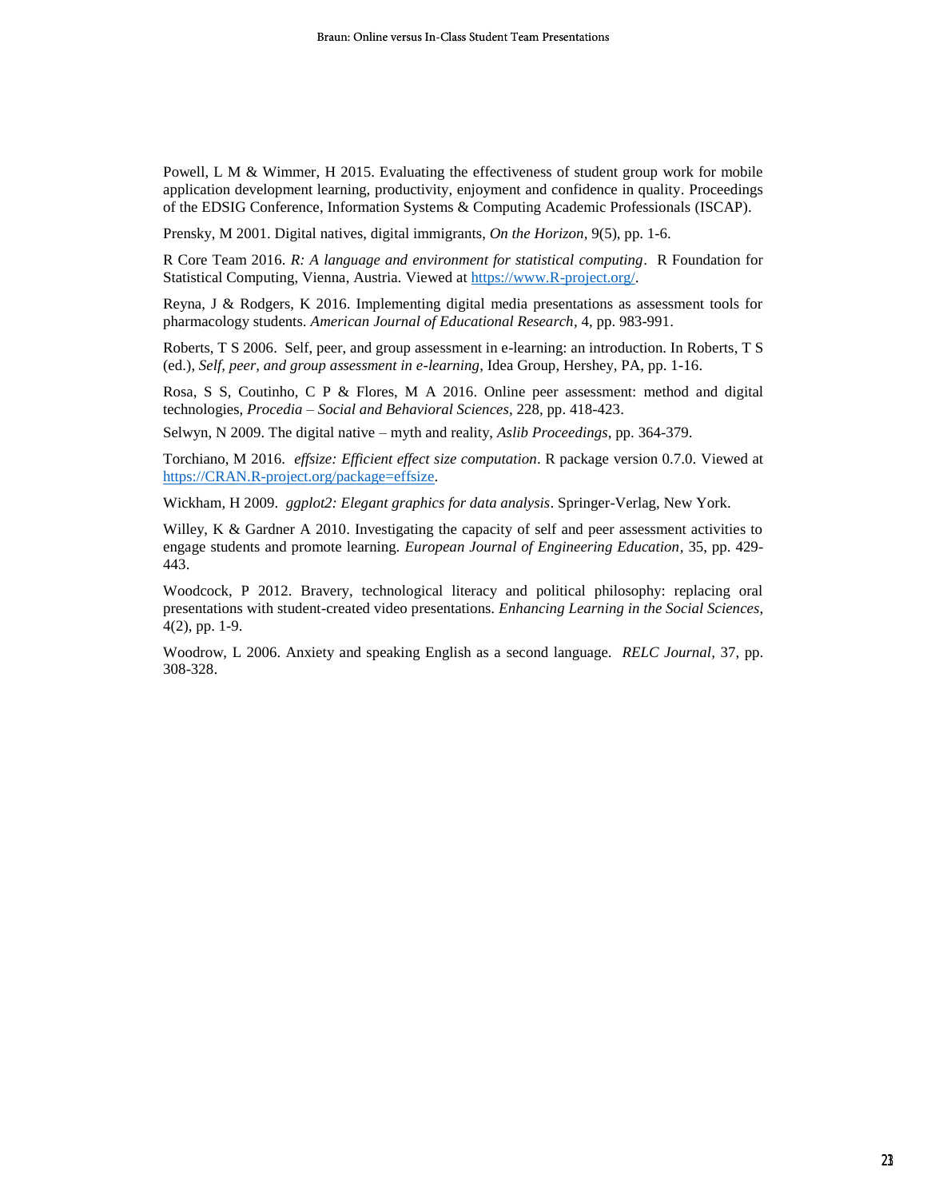Powell, L M & Wimmer, H 2015. Evaluating the effectiveness of student group work for mobile application development learning, productivity, enjoyment and confidence in quality. Proceedings of the EDSIG Conference, Information Systems & Computing Academic Professionals (ISCAP).

Prensky, M 2001. Digital natives, digital immigrants, *On the Horizon*, 9(5), pp. 1-6.

R Core Team 2016. *R: A language and environment for statistical computing*. R Foundation for Statistical Computing, Vienna, Austria. Viewed at https://www.R-project.org/.

Reyna, J & Rodgers, K 2016. Implementing digital media presentations as assessment tools for pharmacology students. *American Journal of Educational Research*, 4, pp. 983-991.

Roberts, T S 2006. Self, peer, and group assessment in e-learning: an introduction. In Roberts, T S (ed.), *Self, peer, and group assessment in e-learning*, Idea Group, Hershey, PA, pp. 1-16.

Rosa, S S, Coutinho, C P & Flores, M A 2016. Online peer assessment: method and digital technologies, *Procedia – Social and Behavioral Sciences*, 228, pp. 418-423.

Selwyn, N 2009. The digital native – myth and reality, *Aslib Proceedings*, pp. 364-379.

Torchiano, M 2016. *effsize: Efficient effect size computation*. R package version 0.7.0. Viewed at https://CRAN.R-project.org/package=effsize.

Wickham, H 2009. *ggplot2: Elegant graphics for data analysis*. Springer-Verlag, New York.

Willey, K & Gardner A 2010. Investigating the capacity of self and peer assessment activities to engage students and promote learning. *European Journal of Engineering Education*, 35, pp. 429-443.

Woodcock, P 2012. Bravery, technological literacy and political philosophy: replacing oral presentations with student-created video presentations. *Enhancing Learning in the Social Sciences*, 4(2), pp. 1-9.

Woodrow, L 2006. Anxiety and speaking English as a second language. *RELC Journal*, 37, pp. 308-328.